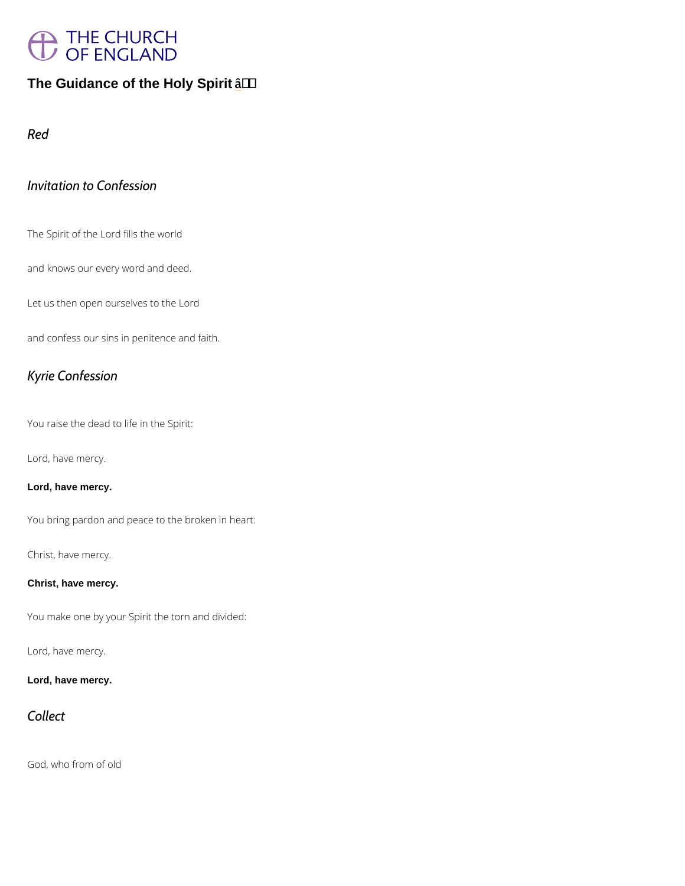# The Guidance of the Holy Spirit â

*Red*

*Invitation to Confession*

The Spirit of the Lord fills the world

and knows our every word and deed.

Let us then open ourselves to the Lord

and confess our sins in penitence and faith.

*Kyrie Confession*

You raise the dead to life in the Spirit:

Lord, have mercy.

**Lord, have mercy.**

You bring pardon and peace to the broken in heart:

Christ, have mercy.

**Christ, have mercy.**

You make one by your Spirit the torn and divided:

Lord, have mercy.

**Lord, have mercy.**

*Collect*

God, who from of old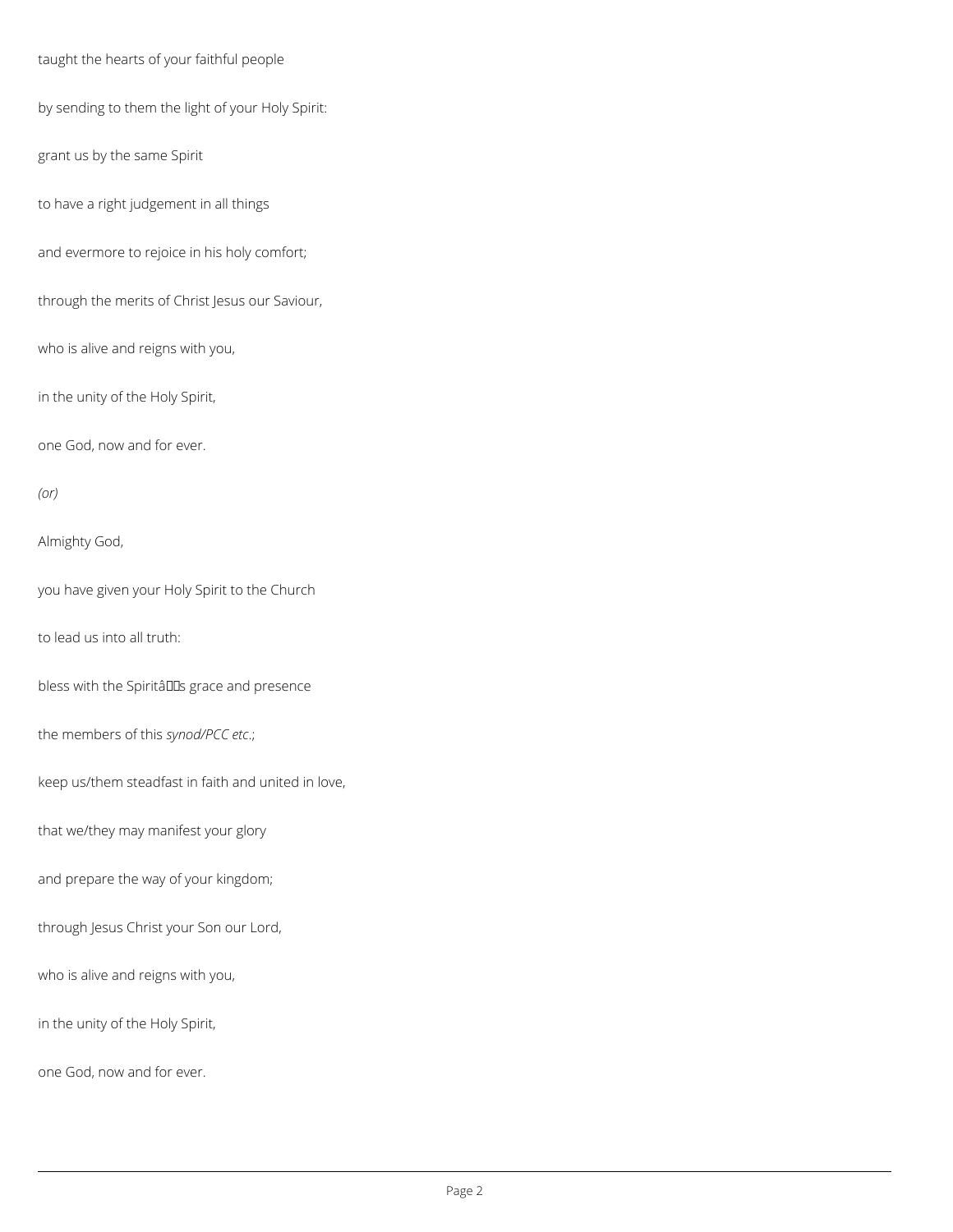taught the hearts of your faithful people

by sending to them the light of your Holy Spirit:

grant us by the same Spirit

to have a right judgement in all things

and evermore to rejoice in his holy comfort;

through the merits of Christ Jesus our Saviour,

who is alive and reigns with you,

in the unity of the Holy Spirit,

one God, now and for ever.

*(or)*

Almighty God,

you have given your Holy Spirit to the Church

to lead us into all truth:

bless with the Spiritâs grace and presence

the members of this *synod/PCC etc*.;

keep us/them steadfast in faith and united in love,

that we/they may manifest your glory

and prepare the way of your kingdom;

through Jesus Christ your Son our Lord,

who is alive and reigns with you,

in the unity of the Holy Spirit,

one God, now and for ever.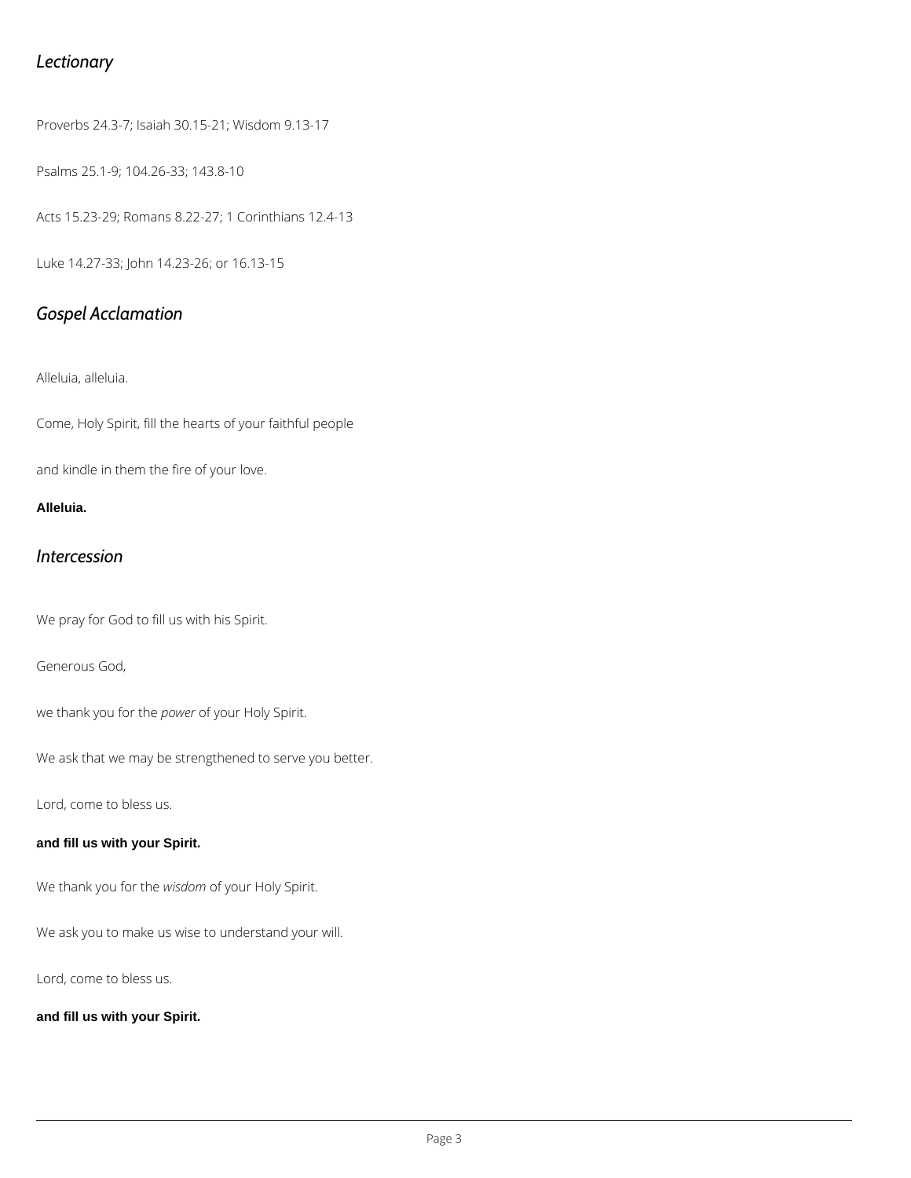## *Lectionary*

Proverbs 24.3-7; Isaiah 30.15-21; Wisdom 9.13-17

Psalms 25.1-9; 104.26-33; 143.8-10

Acts 15.23-29; Romans 8.22-27; 1 Corinthians 12.4-13

Luke 14.27-33; John 14.23-26; or 16.13-15

## *Gospel Acclamation*

Alleluia, alleluia.

Come, Holy Spirit, fill the hearts of your faithful people

and kindle in them the fire of your love.

**Alleluia.**

## *Intercession*

We pray for God to fill us with his Spirit.

Generous God,

we thank you for the *power* of your Holy Spirit.

We ask that we may be strengthened to serve you better.

Lord, come to bless us.

**and fill us with your Spirit.**

We thank you for the *wisdom* of your Holy Spirit.

We ask you to make us wise to understand your will.

Lord, come to bless us.

**and fill us with your Spirit.**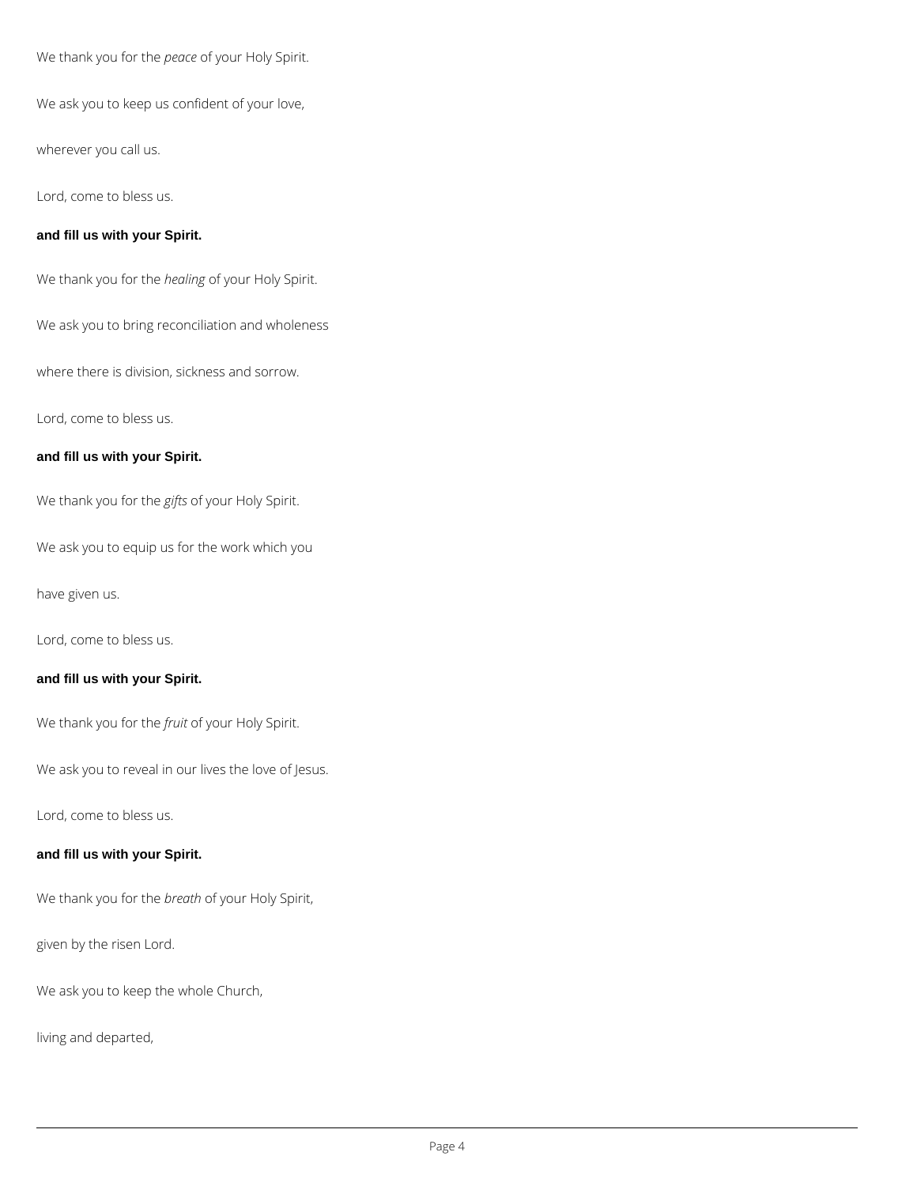We thank you for the *peace* of your Holy Spirit.

We ask you to keep us confident of your love,

wherever you call us.

Lord, come to bless us.

**and fill us with your Spirit.**

We thank you for the *healing* of your Holy Spirit.

We ask you to bring reconciliation and wholeness

where there is division, sickness and sorrow.

Lord, come to bless us.

**and fill us with your Spirit.**

We thank you for the *gifts* of your Holy Spirit.

We ask you to equip us for the work which you

have given us.

Lord, come to bless us.

**and fill us with your Spirit.**

We thank you for the *fruit* of your Holy Spirit.

We ask you to reveal in our lives the love of Jesus.

Lord, come to bless us.

**and fill us with your Spirit.**

We thank you for the *breath* of your Holy Spirit,

given by the risen Lord.

We ask you to keep the whole Church,

living and departed,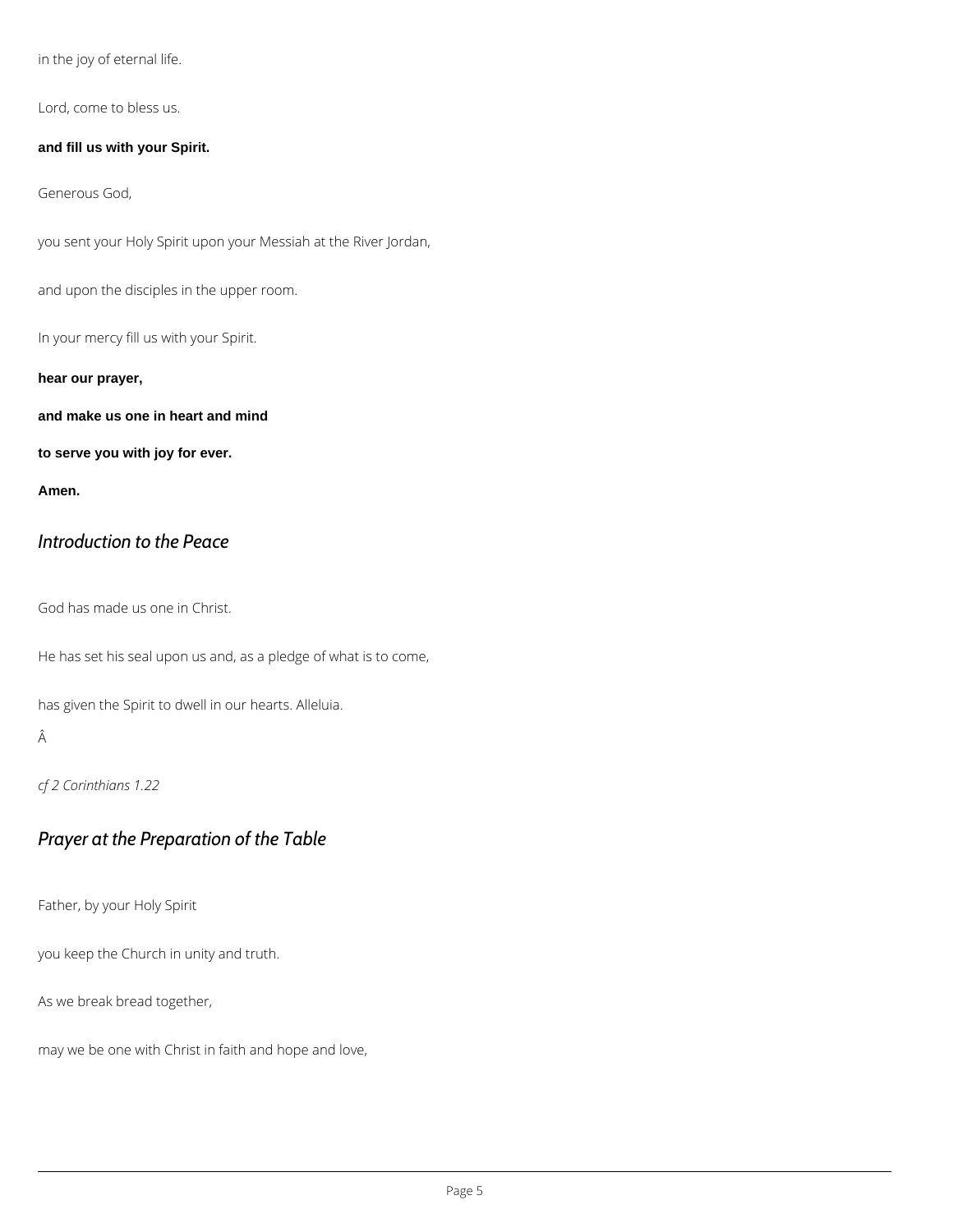in the joy of eternal life.

Lord, come to bless us.

**and fill us with your Spirit.**

Generous God,

you sent your Holy Spirit upon your Messiah at the River Jordan,

and upon the disciples in the upper room.

In your mercy fill us with your Spirit.

**hear our prayer,**

**and make us one in heart and mind**

**to serve you with joy for ever.**

**Amen.**

## *Introduction to the Peace*

God has made us one in Christ.

He has set his seal upon us and, as a pledge of what is to come,

has given the Spirit to dwell in our hearts. Alleluia.

Â

*cf 2 Corinthians 1.22*

## *Prayer at the Preparation of the Table*

Father, by your Holy Spirit

you keep the Church in unity and truth.

As we break bread together,

may we be one with Christ in faith and hope and love,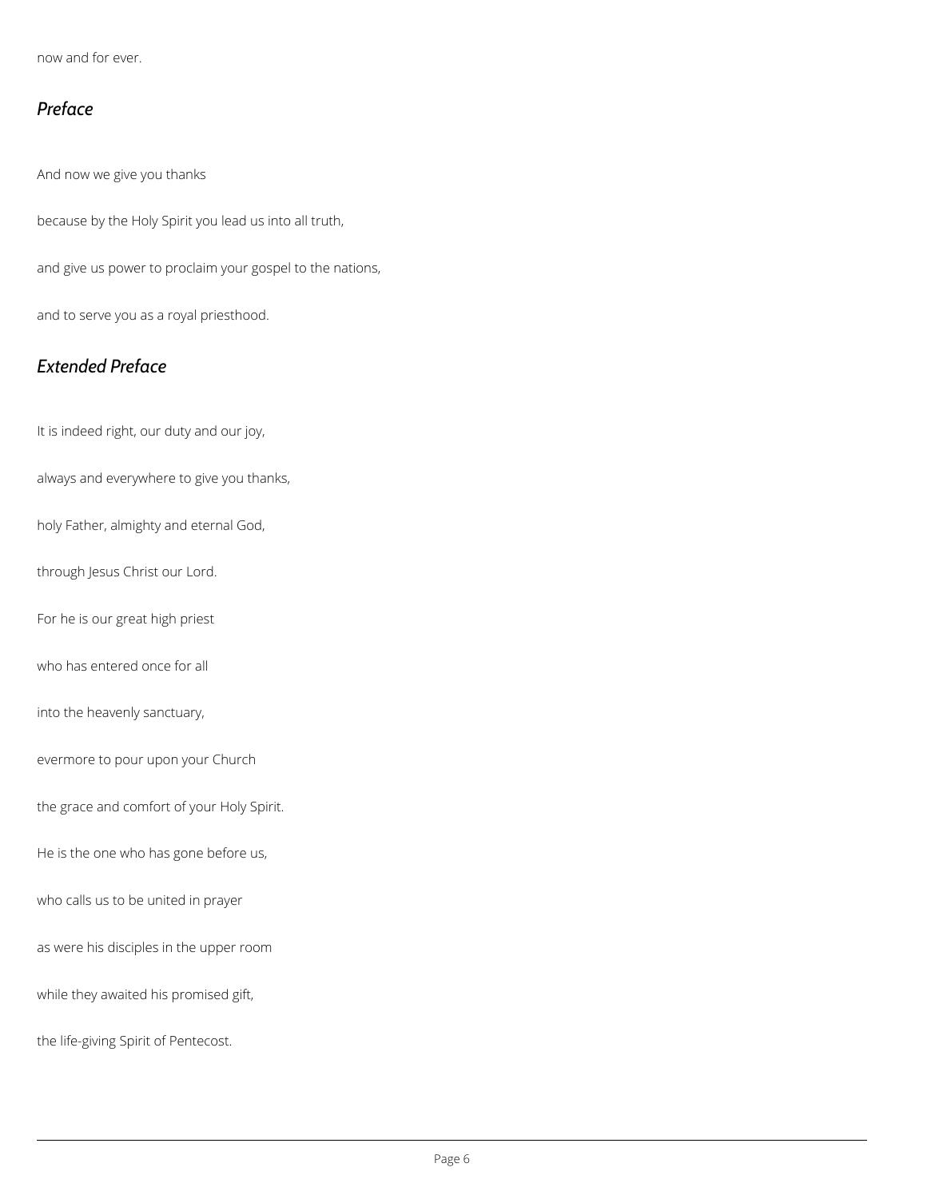now and for ever.

## *Preface*

And now we give you thanks

because by the Holy Spirit you lead us into all truth,

and give us power to proclaim your gospel to the nations,

and to serve you as a royal priesthood.

## *Extended Preface*

It is indeed right, our duty and our joy,

always and everywhere to give you thanks,

holy Father, almighty and eternal God,

through Jesus Christ our Lord.

For he is our great high priest

who has entered once for all

into the heavenly sanctuary,

evermore to pour upon your Church

the grace and comfort of your Holy Spirit.

He is the one who has gone before us,

who calls us to be united in prayer

as were his disciples in the upper room

while they awaited his promised gift,

the life-giving Spirit of Pentecost.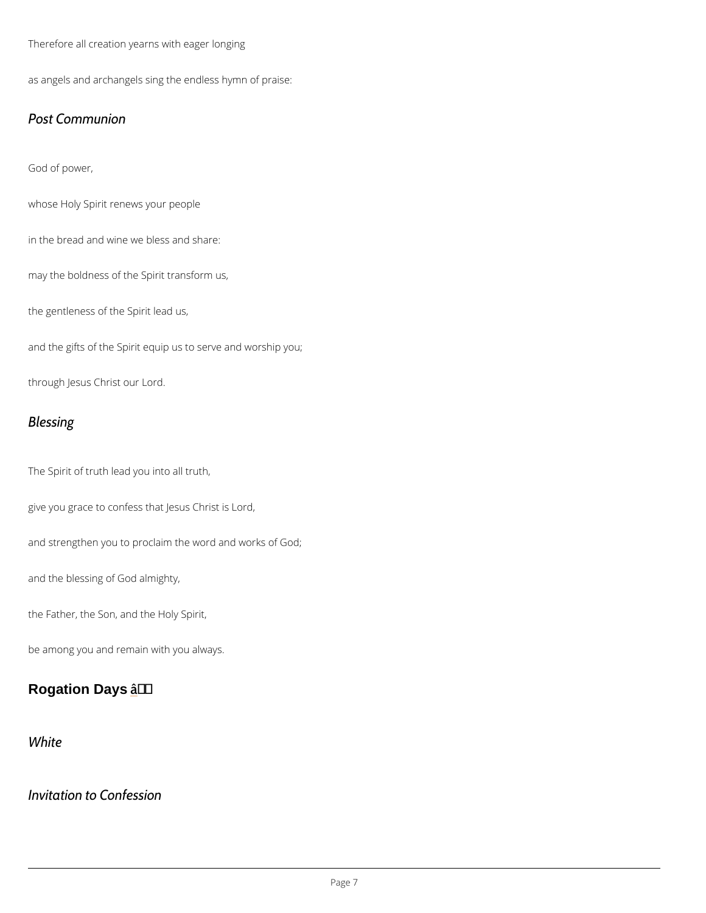Therefore all creation yearns with eager longing

as angels and archangels sing the endless hymn of praise:

*Post Communion*

God of power,

whose Holy Spirit renews your people

in the bread and wine we bless and share:

may the boldness of the Spirit transform us,

the gentleness of the Spirit lead us,

and the gifts of the Spirit equip us to serve and worship you;

through Jesus Christ our Lord.

*Blessing*

The Spirit of truth lead you into all truth,

give you grace to confess that Jesus Christ is Lord,

and strengthen you to proclaim the word and works of God;

and the blessing of God almighty,

the Father, the Son, and the Holy Spirit,

be among you and remain with you always.

## Rogation Days â

*White*

*Invitation to Confession*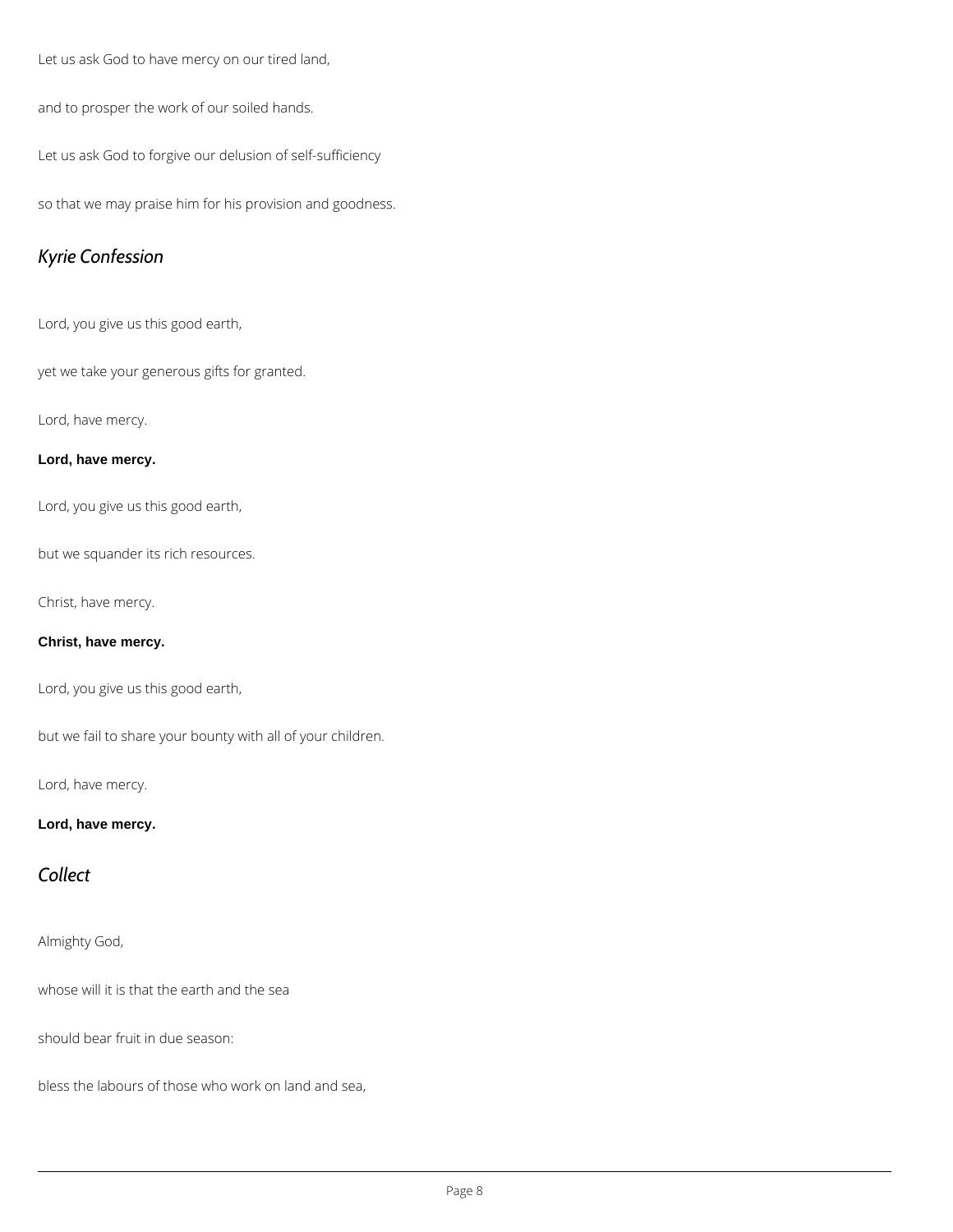Let us ask God to have mercy on our tired land,

and to prosper the work of our soiled hands.

Let us ask God to forgive our delusion of self-sufficiency

so that we may praise him for his provision and goodness.

## *Kyrie Confession*

Lord, you give us this good earth,

yet we take your generous gifts for granted.

Lord, have mercy.

**Lord, have mercy.**

Lord, you give us this good earth,

but we squander its rich resources.

Christ, have mercy.

**Christ, have mercy.**

Lord, you give us this good earth,

but we fail to share your bounty with all of your children.

Lord, have mercy.

**Lord, have mercy.**

## *Collect*

Almighty God,

whose will it is that the earth and the sea

should bear fruit in due season:

bless the labours of those who work on land and sea,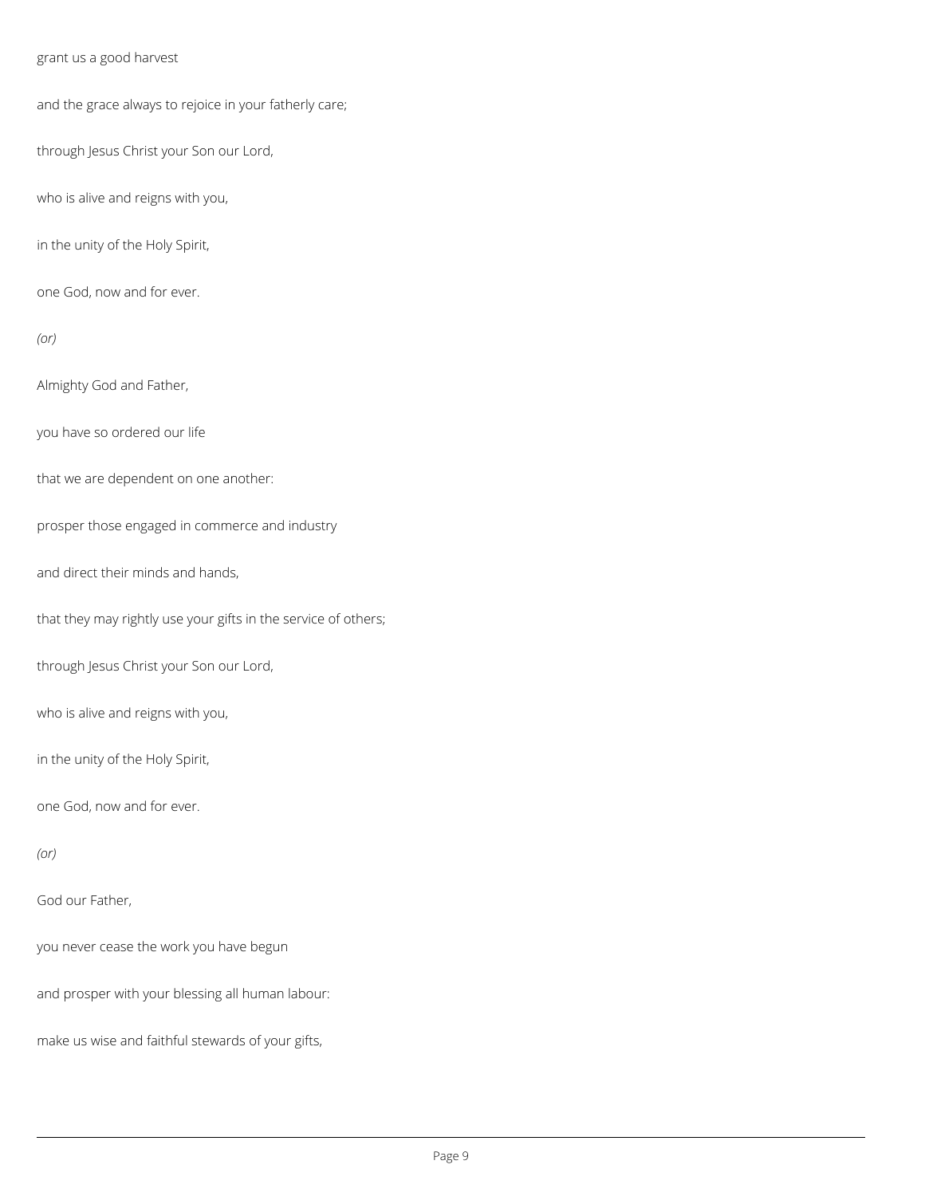grant us a good harvest

and the grace always to rejoice in your fatherly care;

through Jesus Christ your Son our Lord,

who is alive and reigns with you,

in the unity of the Holy Spirit,

one God, now and for ever.

*(or)*

Almighty God and Father,

you have so ordered our life

that we are dependent on one another:

prosper those engaged in commerce and industry

and direct their minds and hands,

that they may rightly use your gifts in the service of others;

through Jesus Christ your Son our Lord,

who is alive and reigns with you,

in the unity of the Holy Spirit,

one God, now and for ever.

*(or)*

God our Father,

you never cease the work you have begun

and prosper with your blessing all human labour:

make us wise and faithful stewards of your gifts,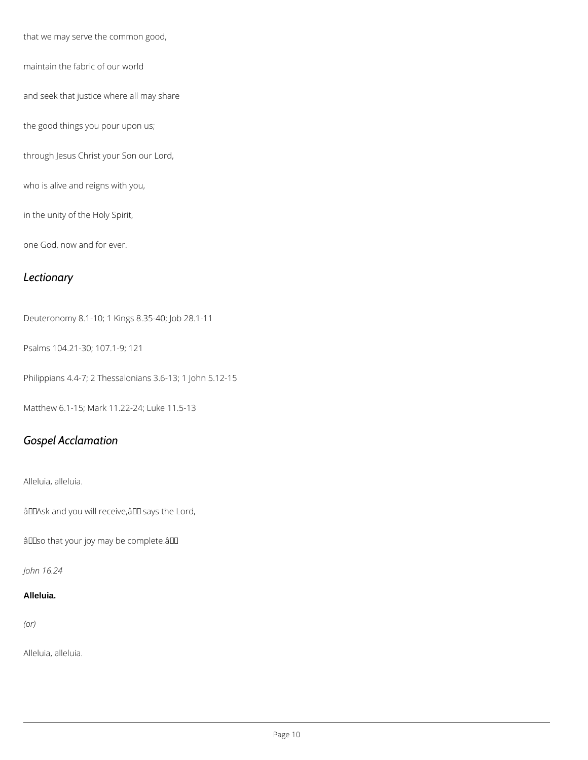that we may serve the common good,

maintain the fabric of our world

and seek that justice where all may share

the good things you pour upon us;

through Jesus Christ your Son our Lord,

who is alive and reigns with you,

in the unity of the Holy Spirit,

one God, now and for ever.

## *Lectionary*

Deuteronomy 8.1-10; 1 Kings 8.35-40; Job 28.1-11

Psalms 104.21-30; 107.1-9; 121

Philippians 4.4-7; 2 Thessalonians 3.6-13; 1 John 5.12-15

Matthew 6.1-15; Mark 11.22-24; Luke 11.5-13

## *Gospel Acclamation*

Alleluia, alleluia.

âAsk and you will receive,â says the Lord,

âso that your joy may be complete.â

*John 16.24*

**Alleluia.**

*(or)*

Alleluia, alleluia.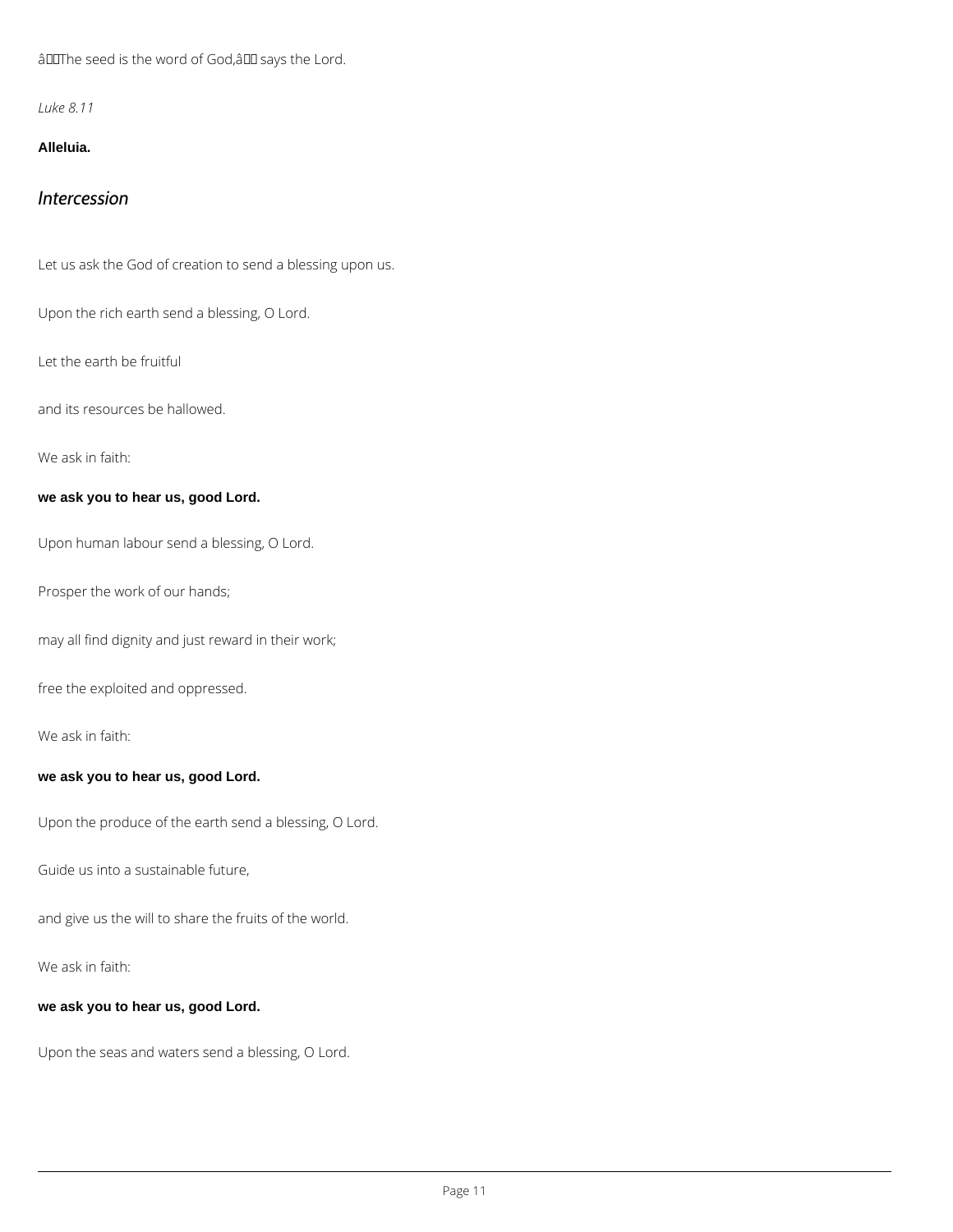âThe seed is the word of God,â says the Lord.

*Luke 8.11*

**Alleluia.**

## *Intercession*

Let us ask the God of creation to send a blessing upon us.

Upon the rich earth send a blessing, O Lord.

Let the earth be fruitful

and its resources be hallowed.

We ask in faith:

**we ask you to hear us, good Lord.**

Upon human labour send a blessing, O Lord.

Prosper the work of our hands;

may all find dignity and just reward in their work;

free the exploited and oppressed.

We ask in faith:

**we ask you to hear us, good Lord.**

Upon the produce of the earth send a blessing, O Lord.

Guide us into a sustainable future,

and give us the will to share the fruits of the world.

We ask in faith:

**we ask you to hear us, good Lord.**

Upon the seas and waters send a blessing, O Lord.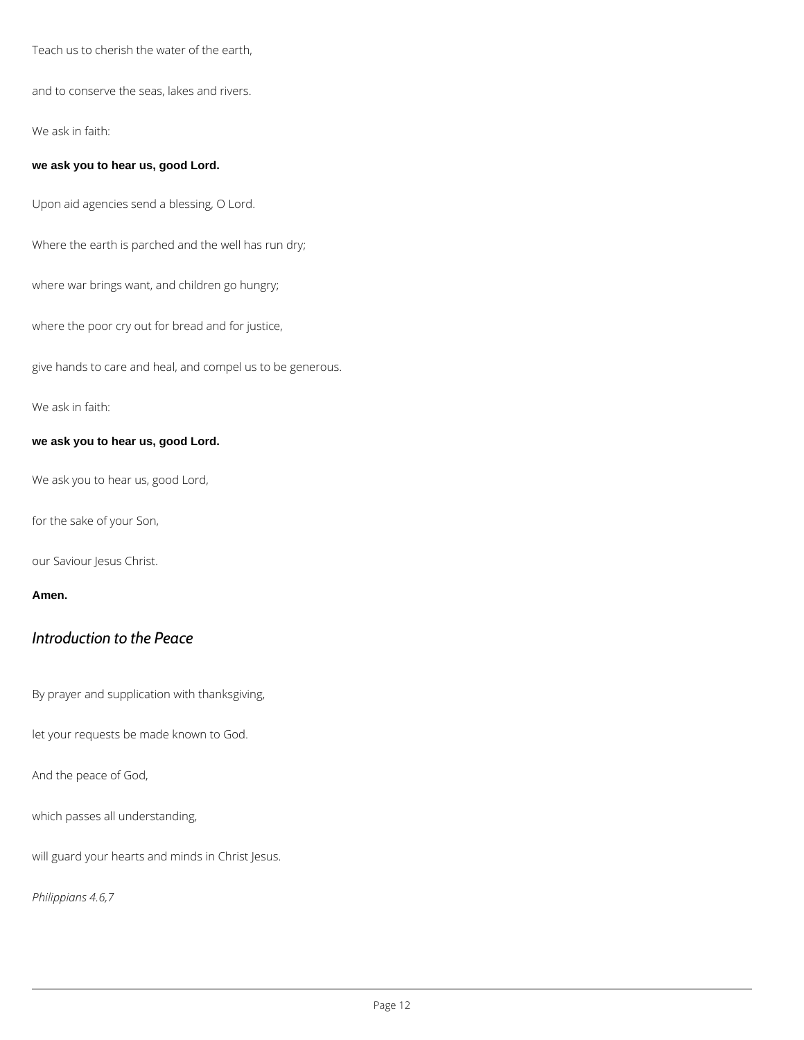Teach us to cherish the water of the earth,

and to conserve the seas, lakes and rivers.

We ask in faith:

**we ask you to hear us, good Lord.**

Upon aid agencies send a blessing, O Lord.

Where the earth is parched and the well has run dry;

where war brings want, and children go hungry;

where the poor cry out for bread and for justice,

give hands to care and heal, and compel us to be generous.

We ask in faith:

**we ask you to hear us, good Lord.**

We ask you to hear us, good Lord,

for the sake of your Son,

our Saviour Jesus Christ.

**Amen.**

## *Introduction to the Peace*

By prayer and supplication with thanksgiving,

let your requests be made known to God.

And the peace of God,

which passes all understanding,

will guard your hearts and minds in Christ Jesus.

*Philippians 4.6,7*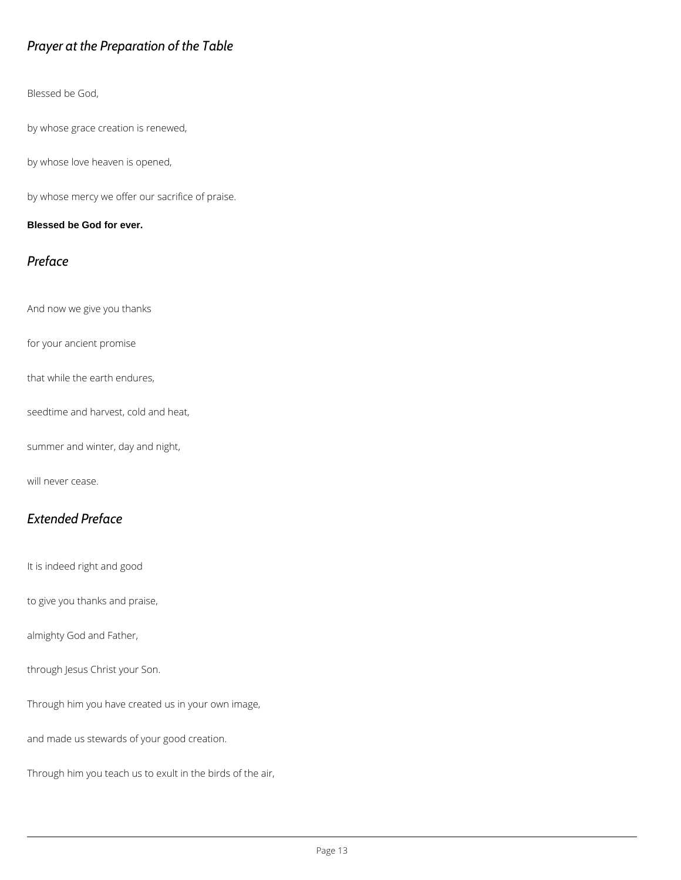## *Prayer at the Preparation of the Table*

Blessed be God,

by whose grace creation is renewed,

by whose love heaven is opened,

by whose mercy we offer our sacrifice of praise.

**Blessed be God for ever.**

## *Preface*

And now we give you thanks

for your ancient promise

that while the earth endures,

seedtime and harvest, cold and heat,

summer and winter, day and night,

will never cease.

## *Extended Preface*

It is indeed right and good

to give you thanks and praise,

almighty God and Father,

through Jesus Christ your Son.

Through him you have created us in your own image,

and made us stewards of your good creation.

Through him you teach us to exult in the birds of the air,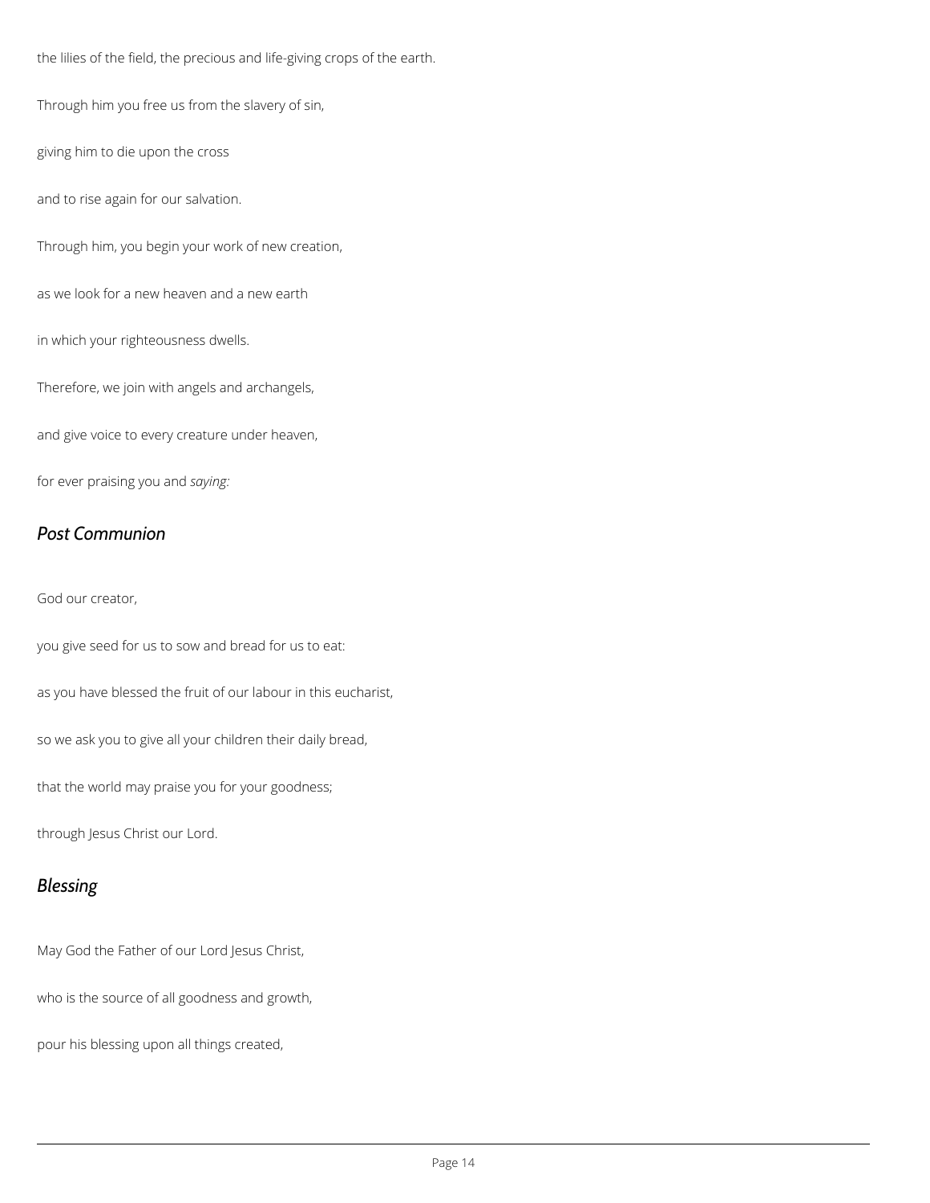the lilies of the field, the precious and life-giving crops of the earth.

Through him you free us from the slavery of sin,

giving him to die upon the cross

and to rise again for our salvation.

Through him, you begin your work of new creation,

as we look for a new heaven and a new earth

in which your righteousness dwells.

Therefore, we join with angels and archangels,

and give voice to every creature under heaven,

for ever praising you and *saying:*

## *Post Communion*

God our creator,

you give seed for us to sow and bread for us to eat:

as you have blessed the fruit of our labour in this eucharist,

so we ask you to give all your children their daily bread,

that the world may praise you for your goodness;

through Jesus Christ our Lord.

## *Blessing*

May God the Father of our Lord Jesus Christ,

who is the source of all goodness and growth,

pour his blessing upon all things created,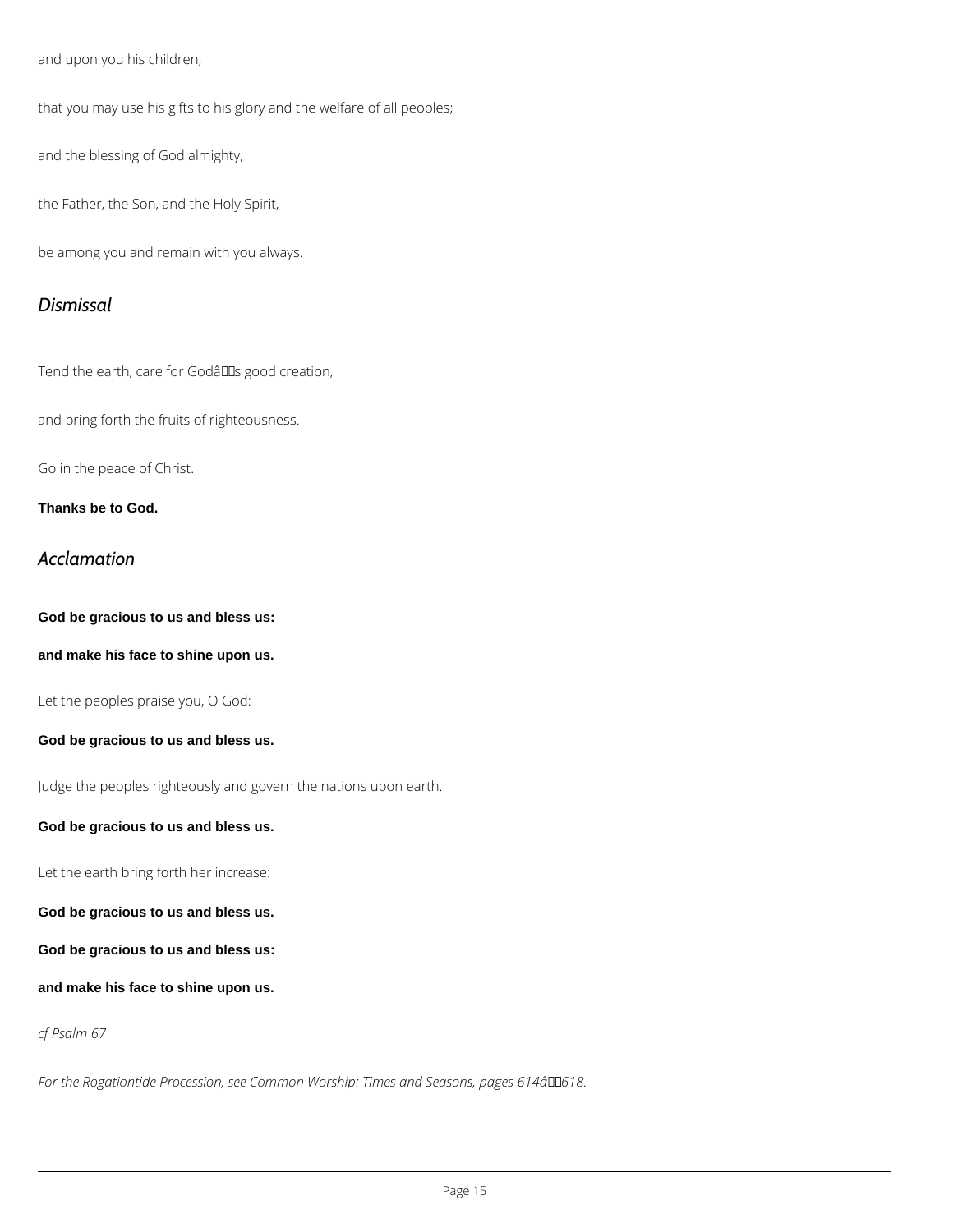and upon you his children,

that you may use his gifts to his glory and the welfare of all peoples;

and the blessing of God almighty,

the Father, the Son, and the Holy Spirit,

be among you and remain with you always.

## *Dismissal*

Tend the earth, care for Godâs good creation,

and bring forth the fruits of righteousness.

Go in the peace of Christ.

**Thanks be to God.**

## *Acclamation*

**God be gracious to us and bless us:**

**and make his face to shine upon us.**

Let the peoples praise you, O God:

**God be gracious to us and bless us.**

Judge the peoples righteously and govern the nations upon earth.

**God be gracious to us and bless us.**

Let the earth bring forth her increase:

**God be gracious to us and bless us.**

**God be gracious to us and bless us:**

**and make his face to shine upon us.**

*cf Psalm 67*

*For the Rogationtide Procession, see Common Worship: Times and Seasons, pages 614â618.*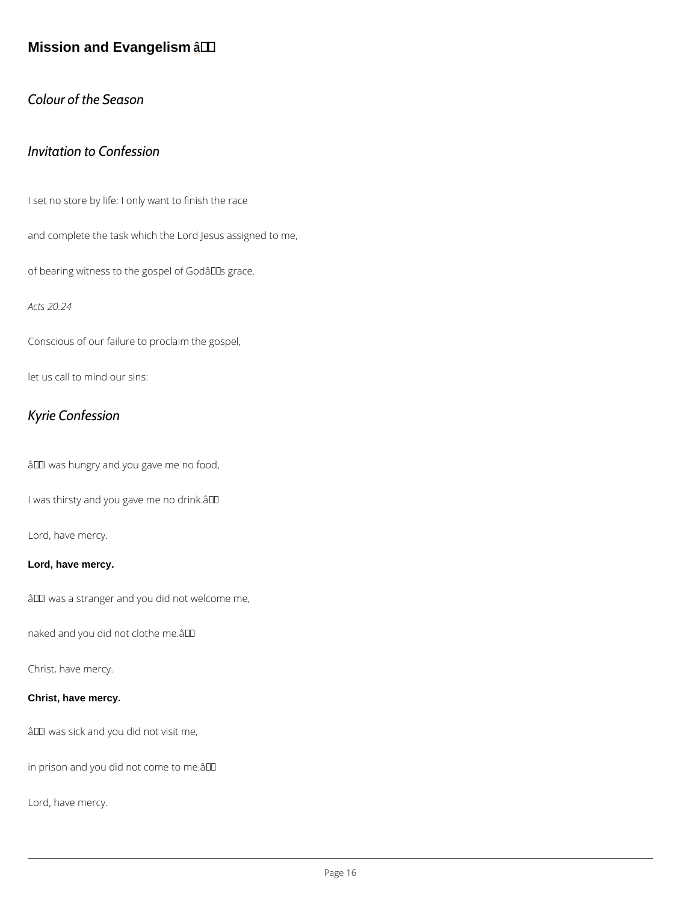## Mission and Evangelism â

*Colour of the Season*

*Invitation to Confession*

I set no store by life: I only want to finish the race

and complete the task which the Lord Jesus assigned to me,

of bearing witness to the gospel of Godâs grace.

*Acts 20.24*

Conscious of our failure to proclaim the gospel,

let us call to mind our sins:

*Kyrie Confession*

âI was hungry and you gave me no food,

I was thirsty and you gave me no drink.â

Lord, have mercy.

**Lord, have mercy.**

âI was a stranger and you did not welcome me,

naked and you did not clothe me.â

Christ, have mercy.

**Christ, have mercy.**

âI was sick and you did not visit me,

in prison and you did not come to me.â

Lord, have mercy.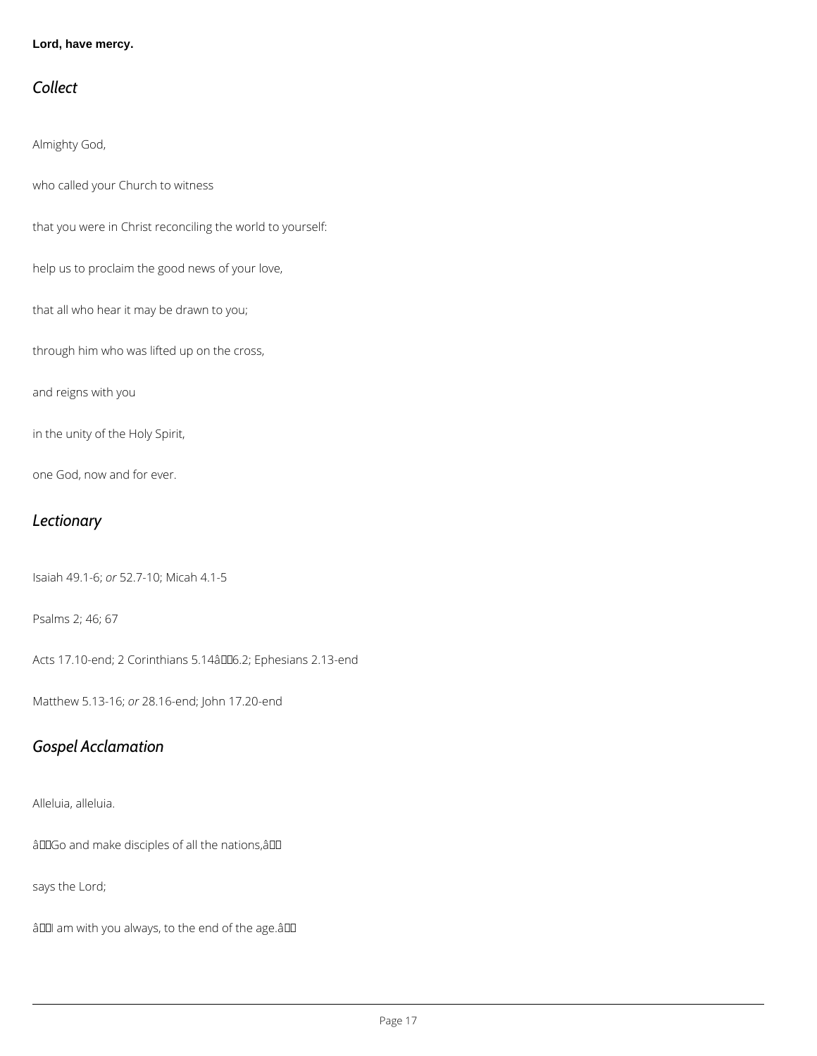**Lord, have mercy.**

## *Collect*

Almighty God,

who called your Church to witness

that you were in Christ reconciling the world to yourself:

help us to proclaim the good news of your love,

that all who hear it may be drawn to you;

through him who was lifted up on the cross,

and reigns with you

in the unity of the Holy Spirit,

one God, now and for ever.

## *Lectionary*

Isaiah 49.1-6; *or* 52.7-10; Micah 4.1-5

Psalms 2; 46; 67

Acts 17.10-end; 2 Corinthians 5.14–6.2; Ephesians 2.13-end

Matthew 5.13-16; *or* 28.16-end; John 17.20-end

## *Gospel Acclamation*

Alleluia, alleluia.

‘Go and make disciples of all the nations,’

says the Lord;

‘I am with you always, to the end of the age.’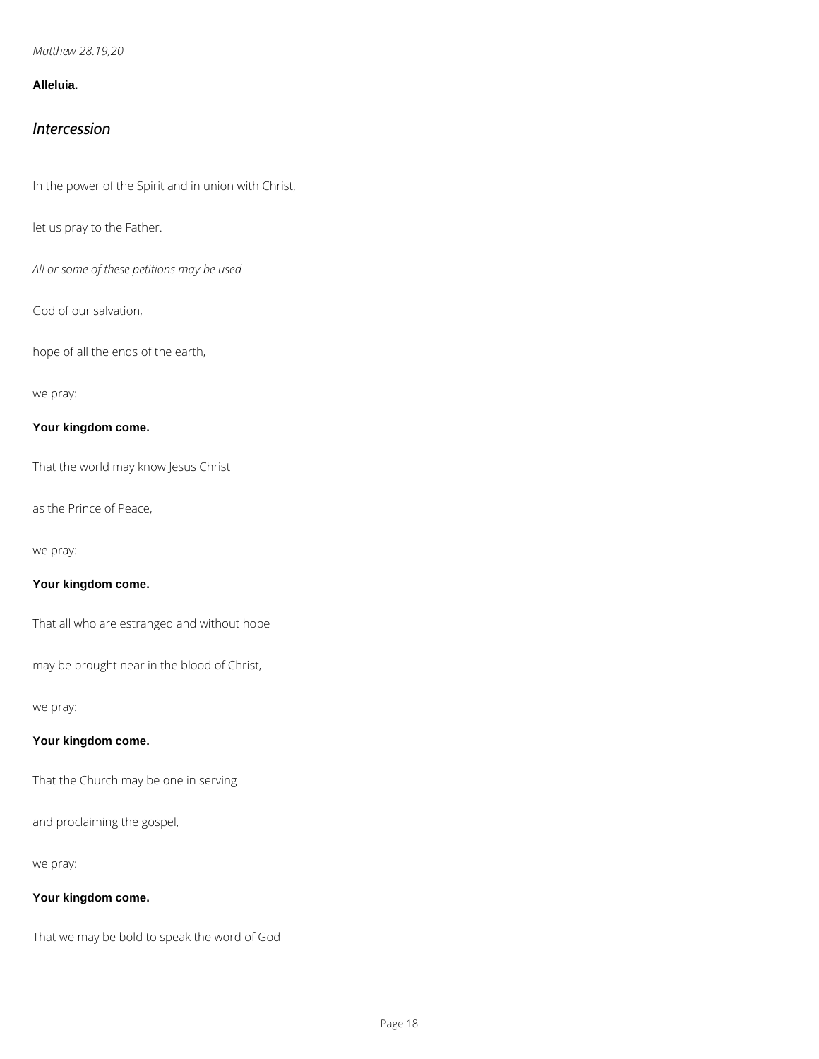*Matthew 28.19,20*

**Alleluia.**

## *Intercession*

In the power of the Spirit and in union with Christ,

let us pray to the Father.

*All or some of these petitions may be used*

God of our salvation,

hope of all the ends of the earth,

we pray:

**Your kingdom come.**

That the world may know Jesus Christ

as the Prince of Peace,

we pray:

**Your kingdom come.**

That all who are estranged and without hope

may be brought near in the blood of Christ,

we pray:

**Your kingdom come.**

That the Church may be one in serving

and proclaiming the gospel,

we pray:

**Your kingdom come.**

That we may be bold to speak the word of God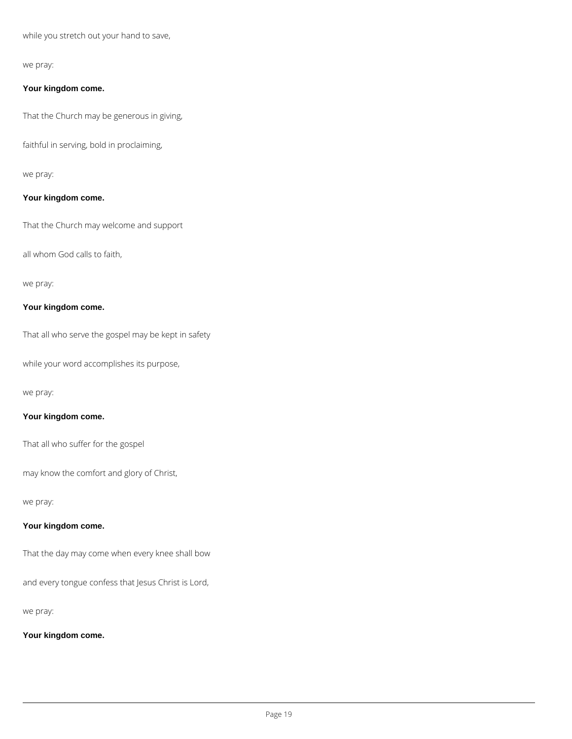while you stretch out your hand to save,

we pray:

**Your kingdom come.**

That the Church may be generous in giving,

faithful in serving, bold in proclaiming,

we pray:

**Your kingdom come.**

That the Church may welcome and support

all whom God calls to faith,

we pray:

**Your kingdom come.**

That all who serve the gospel may be kept in safety

while your word accomplishes its purpose,

we pray:

**Your kingdom come.**

That all who suffer for the gospel

may know the comfort and glory of Christ,

we pray:

**Your kingdom come.**

That the day may come when every knee shall bow

and every tongue confess that Jesus Christ is Lord,

we pray:

**Your kingdom come.**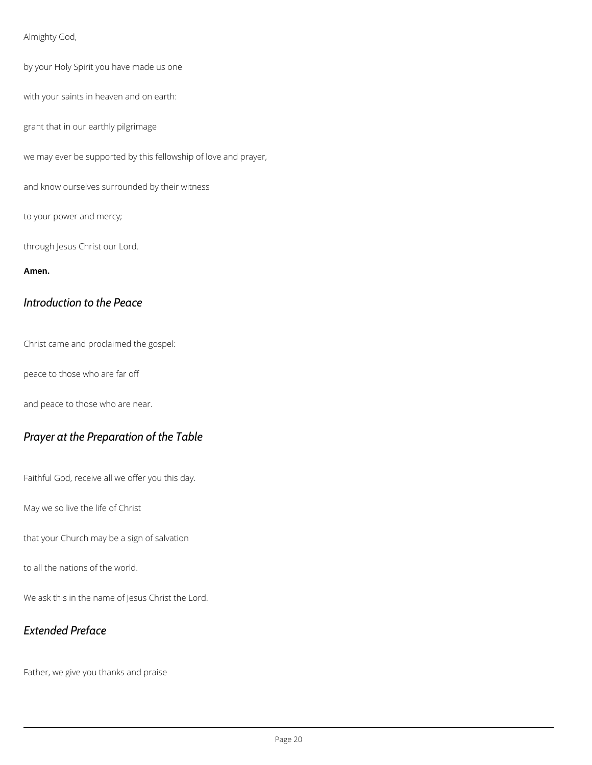Almighty God,

by your Holy Spirit you have made us one

with your saints in heaven and on earth:

grant that in our earthly pilgrimage

we may ever be supported by this fellowship of love and prayer,

and know ourselves surrounded by their witness

to your power and mercy;

through Jesus Christ our Lord.

**Amen.**

## *Introduction to the Peace*

Christ came and proclaimed the gospel:

peace to those who are far off

and peace to those who are near.

## *Prayer at the Preparation of the Table*

Faithful God, receive all we offer you this day.

May we so live the life of Christ

that your Church may be a sign of salvation

to all the nations of the world.

We ask this in the name of Jesus Christ the Lord.

## *Extended Preface*

Father, we give you thanks and praise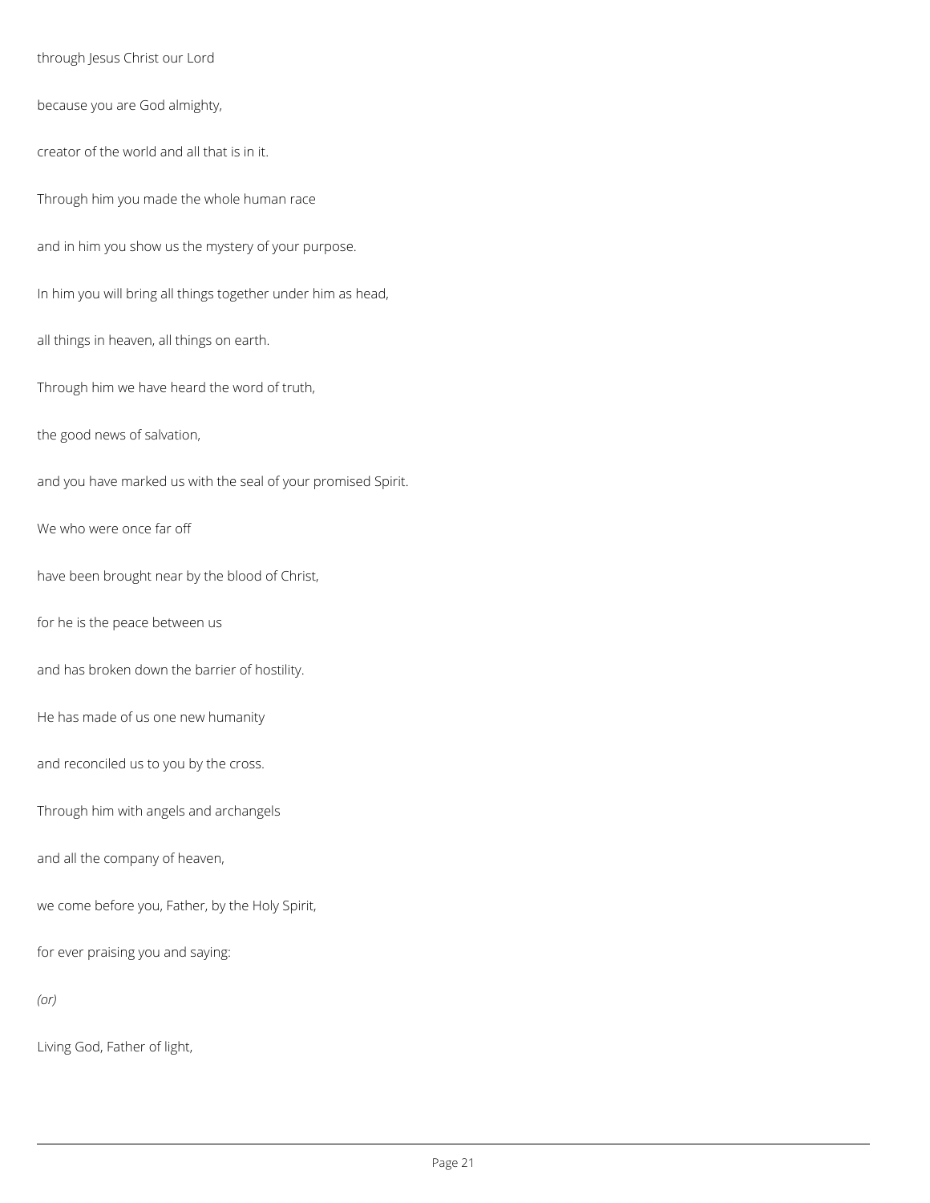through Jesus Christ our Lord

because you are God almighty,

creator of the world and all that is in it.

Through him you made the whole human race

and in him you show us the mystery of your purpose.

In him you will bring all things together under him as head,

all things in heaven, all things on earth.

Through him we have heard the word of truth,

the good news of salvation,

and you have marked us with the seal of your promised Spirit.

We who were once far off

have been brought near by the blood of Christ,

for he is the peace between us

and has broken down the barrier of hostility.

He has made of us one new humanity

and reconciled us to you by the cross.

Through him with angels and archangels

and all the company of heaven,

we come before you, Father, by the Holy Spirit,

for ever praising you and saying:

*(or)*

Living God, Father of light,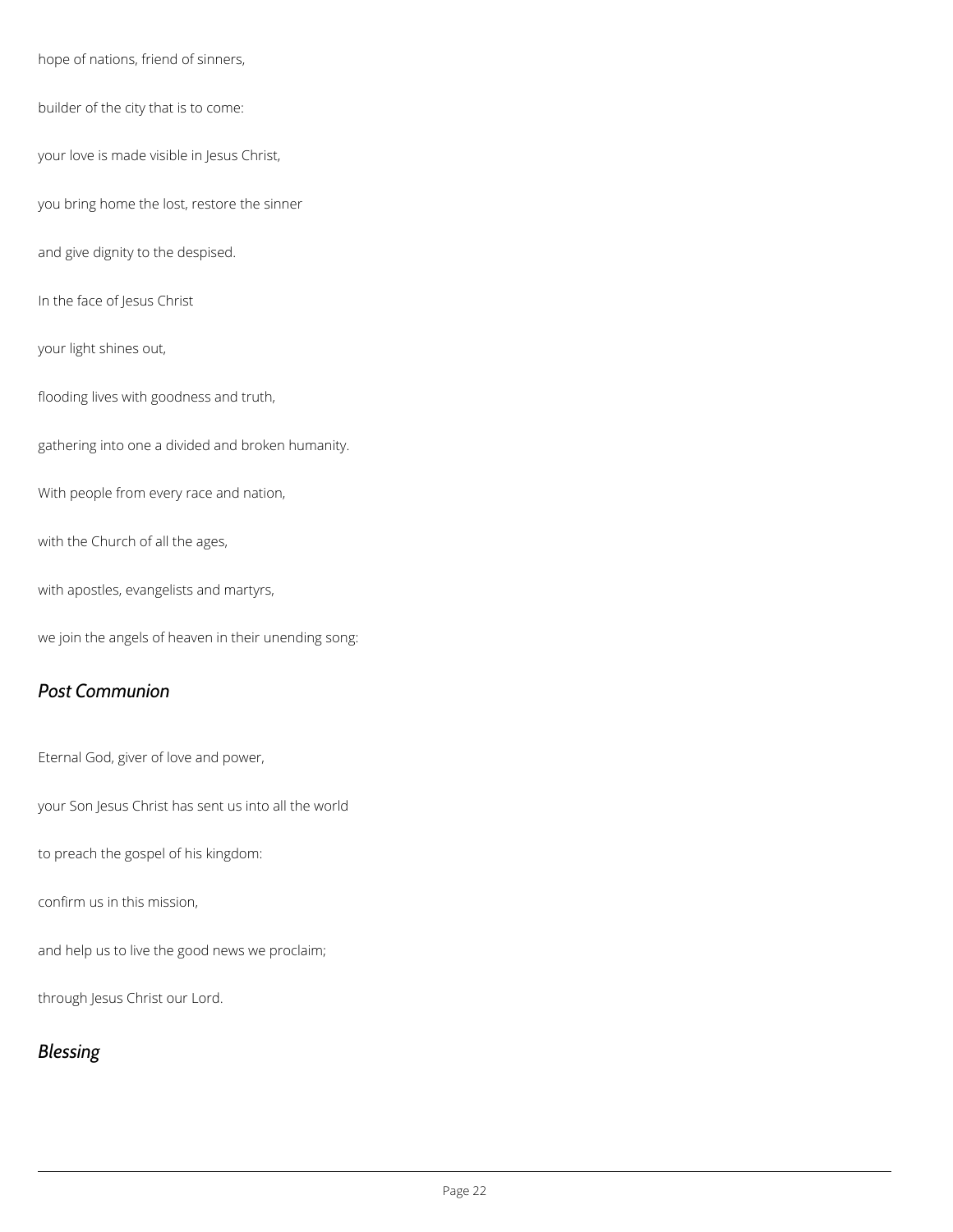hope of nations, friend of sinners,

builder of the city that is to come:

your love is made visible in Jesus Christ,

you bring home the lost, restore the sinner

and give dignity to the despised.

In the face of Jesus Christ

your light shines out,

flooding lives with goodness and truth,

gathering into one a divided and broken humanity.

With people from every race and nation,

with the Church of all the ages,

with apostles, evangelists and martyrs,

we join the angels of heaven in their unending song:

## *Post Communion*

Eternal God, giver of love and power,

your Son Jesus Christ has sent us into all the world

to preach the gospel of his kingdom:

confirm us in this mission,

and help us to live the good news we proclaim;

through Jesus Christ our Lord.

## *Blessing*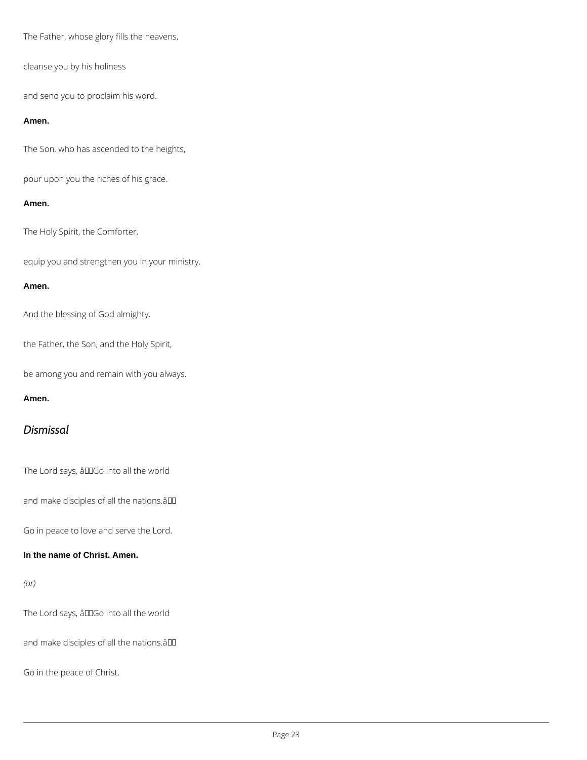The Father, whose glory fills the heavens,

cleanse you by his holiness

and send you to proclaim his word.

**Amen.**

The Son, who has ascended to the heights,

pour upon you the riches of his grace.

**Amen.**

The Holy Spirit, the Comforter,

equip you and strengthen you in your ministry.

**Amen.**

And the blessing of God almighty,

the Father, the Son, and the Holy Spirit,

be among you and remain with you always.

**Amen.**

## *Dismissal*

The Lord says, âGo into all the world

and make disciples of all the nations.â

Go in peace to love and serve the Lord.

**In the name of Christ. Amen.**

*(or)*

The Lord says, âGo into all the world

and make disciples of all the nations.â

Go in the peace of Christ.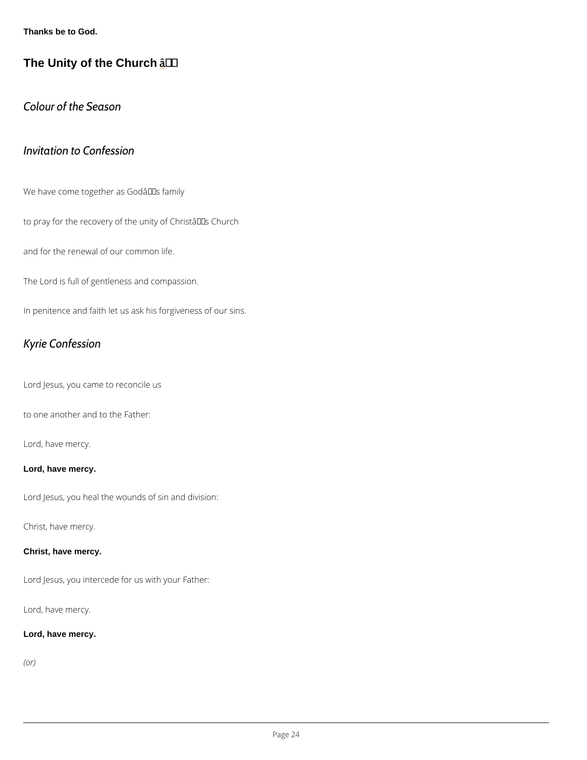**Thanks be to God.**

## The Unity of the Church â

### *Colour of the Season*

### *Invitation to Confession*

We have come together as Godâs family

to pray for the recovery of the unity of Christâs Church

and for the renewal of our common life.

The Lord is full of gentleness and compassion.

In penitence and faith let us ask his forgiveness of our sins.

### *Kyrie Confession*

Lord Jesus, you came to reconcile us

to one another and to the Father:

Lord, have mercy.

**Lord, have mercy.**

Lord Jesus, you heal the wounds of sin and division:

Christ, have mercy.

**Christ, have mercy.**

Lord Jesus, you intercede for us with your Father:

Lord, have mercy.

**Lord, have mercy.**

*(or)*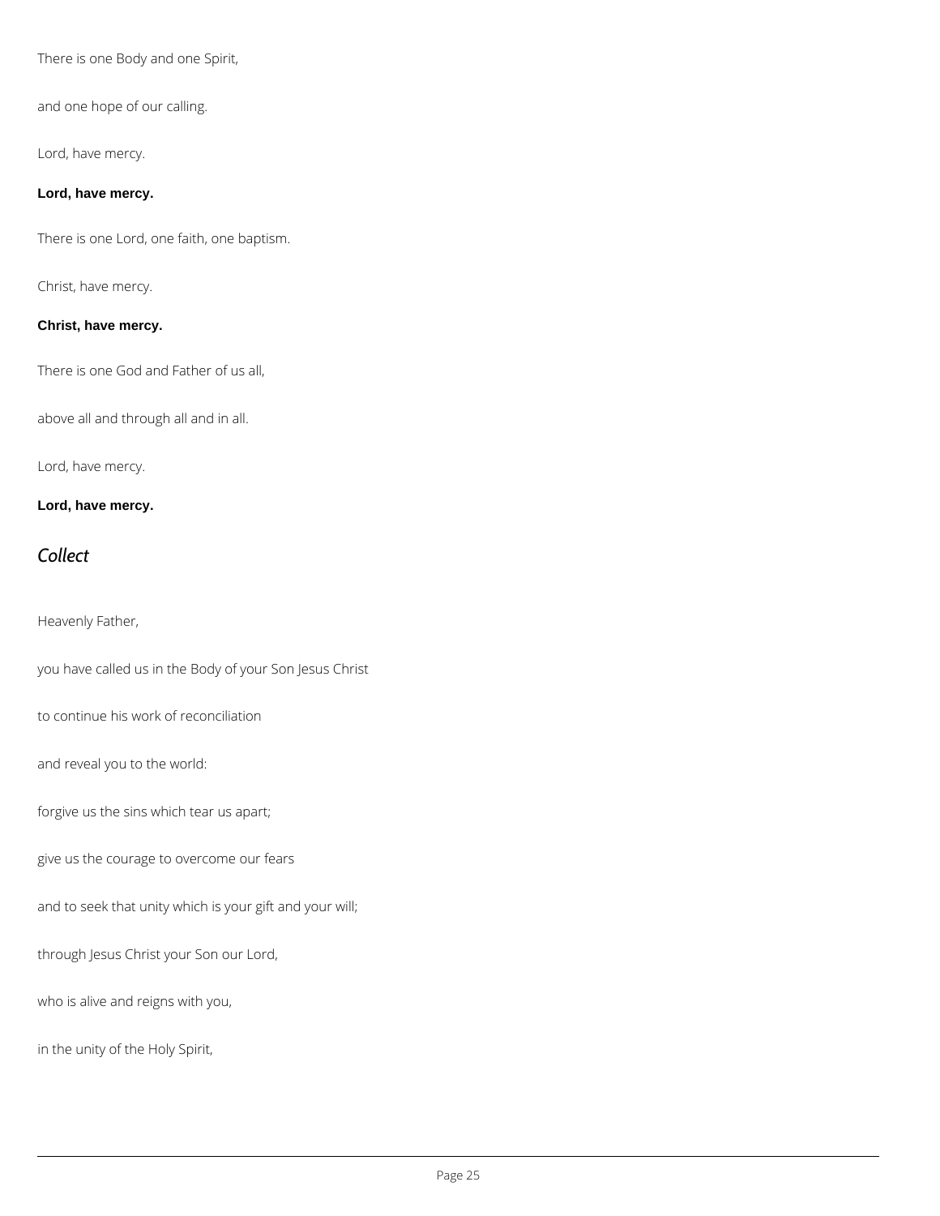There is one Body and one Spirit,

and one hope of our calling.

Lord, have mercy.

**Lord, have mercy.**

There is one Lord, one faith, one baptism.

Christ, have mercy.

**Christ, have mercy.**

There is one God and Father of us all,

above all and through all and in all.

Lord, have mercy.

**Lord, have mercy.**

## *Collect*

Heavenly Father,

you have called us in the Body of your Son Jesus Christ

to continue his work of reconciliation

and reveal you to the world:

forgive us the sins which tear us apart;

give us the courage to overcome our fears

and to seek that unity which is your gift and your will;

through Jesus Christ your Son our Lord,

who is alive and reigns with you,

in the unity of the Holy Spirit,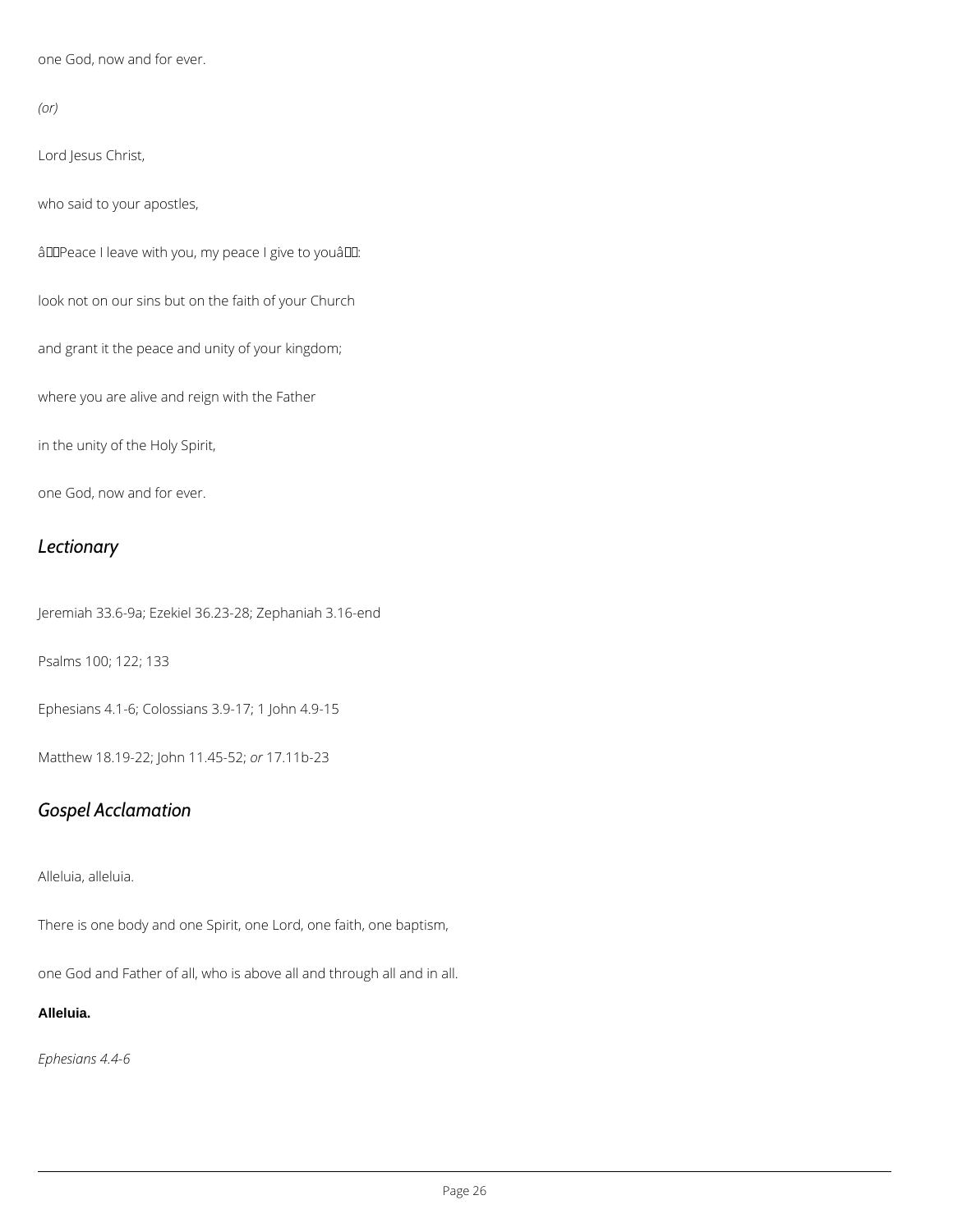one God, now and for ever.

*(or)*

Lord Jesus Christ,

who said to your apostles,

â Peace I leave with you, my peace I give to youâ :

look not on our sins but on the faith of your Church

and grant it the peace and unity of your kingdom;

where you are alive and reign with the Father

in the unity of the Holy Spirit,

one God, now and for ever.

## *Lectionary*

Jeremiah 33.6-9a; Ezekiel 36.23-28; Zephaniah 3.16-end

Psalms 100; 122; 133

Ephesians 4.1-6; Colossians 3.9-17; 1 John 4.9-15

Matthew 18.19-22; John 11.45-52; *or* 17.11b-23

## *Gospel Acclamation*

Alleluia, alleluia.

There is one body and one Spirit, one Lord, one faith, one baptism,

one God and Father of all, who is above all and through all and in all.

**Alleluia.**

*Ephesians 4.4-6*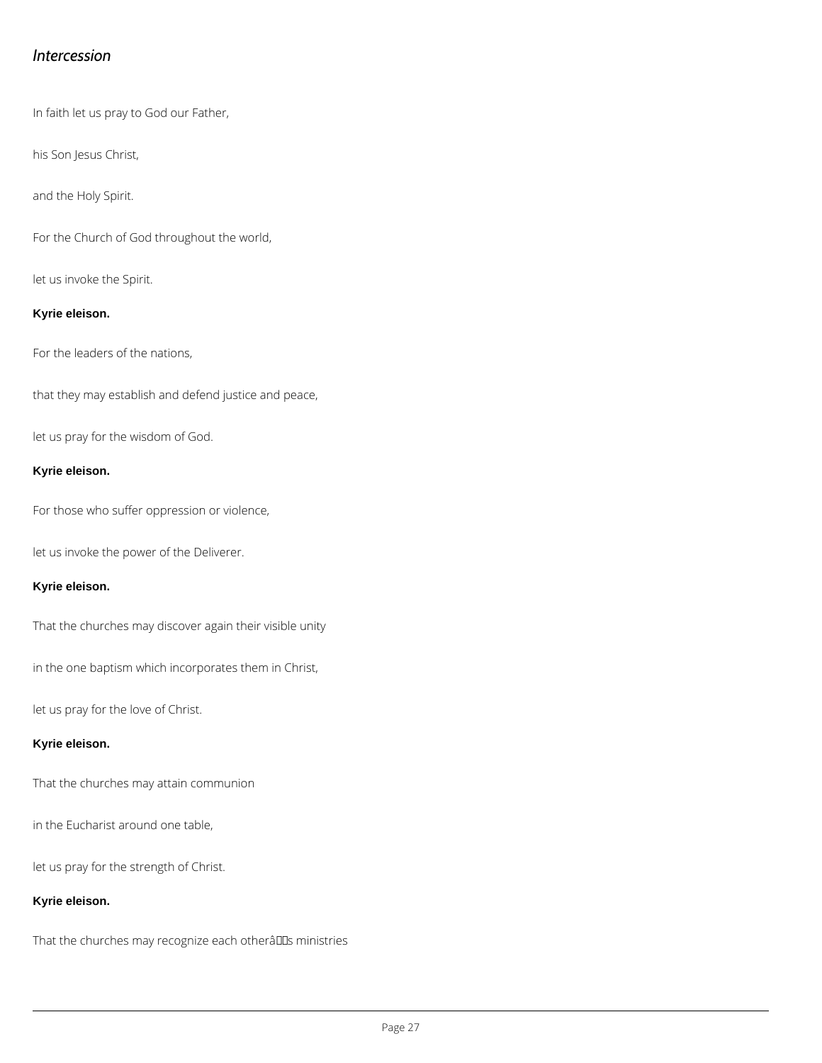*Intercession*

In faith let us pray to God our Father,

his Son Jesus Christ,

and the Holy Spirit.

For the Church of God throughout the world,

let us invoke the Spirit.

**Kyrie eleison.**

For the leaders of the nations,

that they may establish and defend justice and peace,

let us pray for the wisdom of God.

**Kyrie eleison.**

For those who suffer oppression or violence,

let us invoke the power of the Deliverer.

**Kyrie eleison.**

That the churches may discover again their visible unity

in the one baptism which incorporates them in Christ,

let us pray for the love of Christ.

**Kyrie eleison.**

That the churches may attain communion

in the Eucharist around one table,

let us pray for the strength of Christ.

**Kyrie eleison.**

That the churches may recognize each otherâs ministries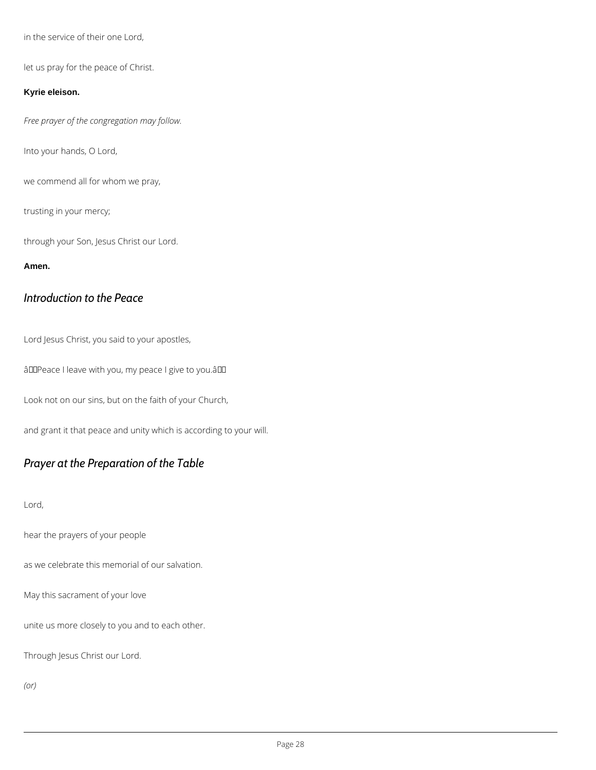in the service of their one Lord,

let us pray for the peace of Christ.

**Kyrie eleison.**

*Free prayer of the congregation may follow.*

Into your hands, O Lord,

we commend all for whom we pray,

trusting in your mercy;

through your Son, Jesus Christ our Lord.

**Amen.**

## *Introduction to the Peace*

Lord Jesus Christ, you said to your apostles,

âPeace I leave with you, my peace I give to you.â

Look not on our sins, but on the faith of your Church,

and grant it that peace and unity which is according to your will.

## *Prayer at the Preparation of the Table*

Lord,

hear the prayers of your people

as we celebrate this memorial of our salvation.

May this sacrament of your love

unite us more closely to you and to each other.

Through Jesus Christ our Lord.

*(or)*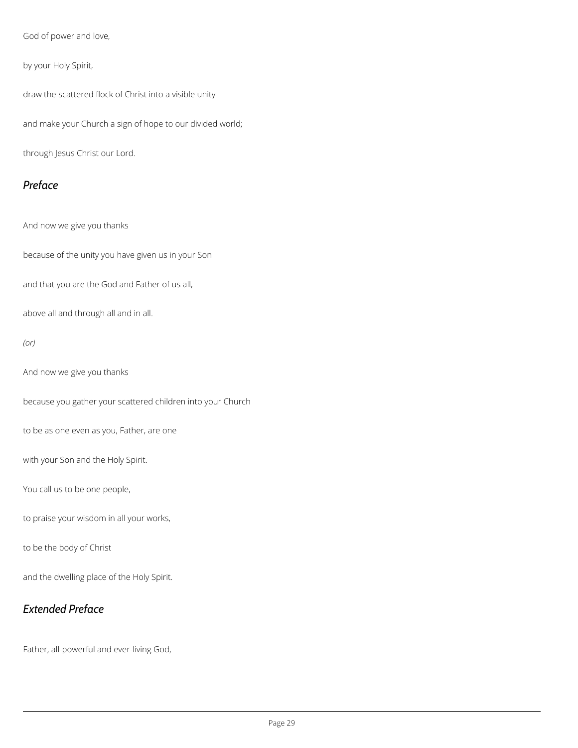God of power and love,

by your Holy Spirit,

draw the scattered flock of Christ into a visible unity

and make your Church a sign of hope to our divided world;

through Jesus Christ our Lord.

## *Preface*

And now we give you thanks

because of the unity you have given us in your Son

and that you are the God and Father of us all,

above all and through all and in all.

*(or)*

And now we give you thanks

because you gather your scattered children into your Church

to be as one even as you, Father, are one

with your Son and the Holy Spirit.

You call us to be one people,

to praise your wisdom in all your works,

to be the body of Christ

and the dwelling place of the Holy Spirit.

## *Extended Preface*

Father, all-powerful and ever-living God,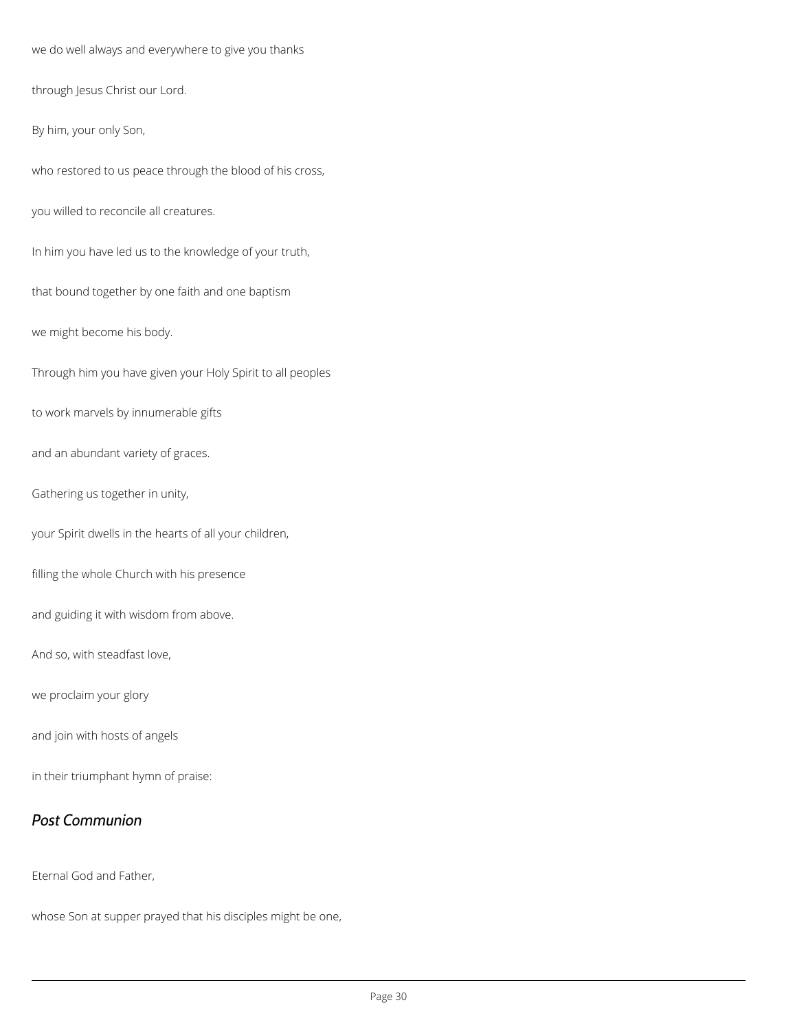we do well always and everywhere to give you thanks

through Jesus Christ our Lord.

By him, your only Son,

who restored to us peace through the blood of his cross,

you willed to reconcile all creatures.

In him you have led us to the knowledge of your truth,

that bound together by one faith and one baptism

we might become his body.

Through him you have given your Holy Spirit to all peoples

to work marvels by innumerable gifts

and an abundant variety of graces.

Gathering us together in unity,

your Spirit dwells in the hearts of all your children,

filling the whole Church with his presence

and guiding it with wisdom from above.

And so, with steadfast love,

we proclaim your glory

and join with hosts of angels

in their triumphant hymn of praise:

## *Post Communion*

Eternal God and Father,

whose Son at supper prayed that his disciples might be one,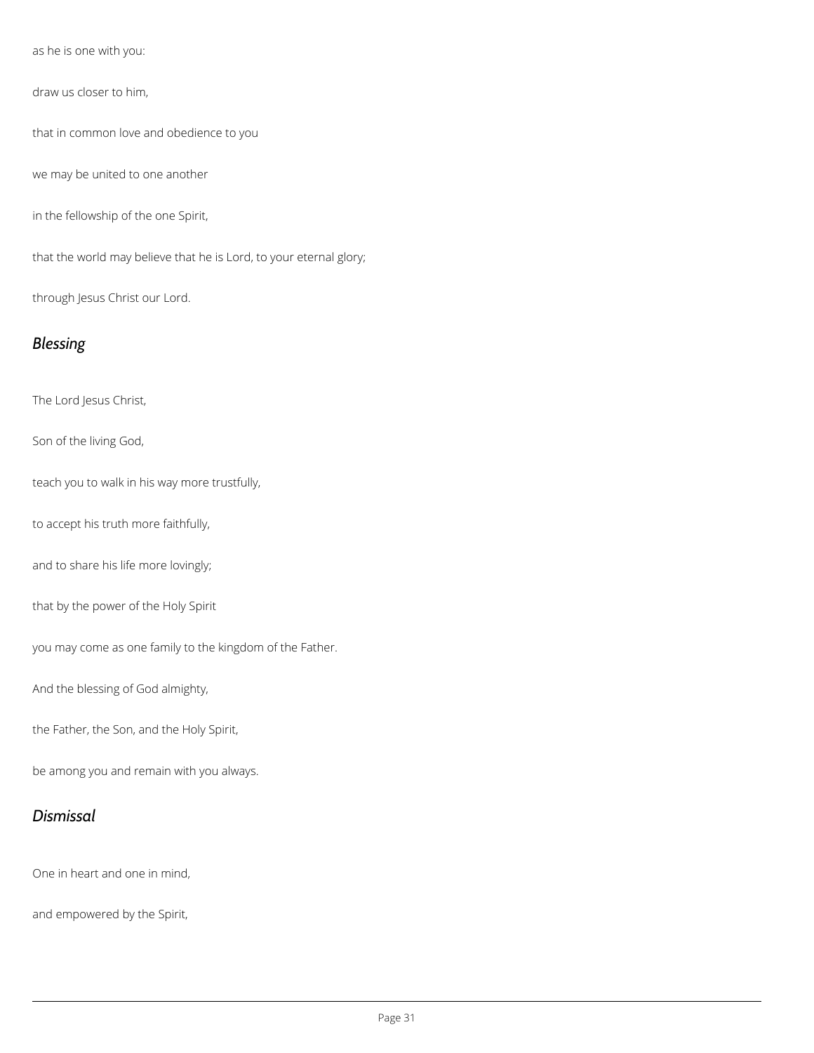as he is one with you:

draw us closer to him,

that in common love and obedience to you

we may be united to one another

in the fellowship of the one Spirit,

that the world may believe that he is Lord, to your eternal glory;

through Jesus Christ our Lord.

## *Blessing*

The Lord Jesus Christ,

Son of the living God,

teach you to walk in his way more trustfully,

to accept his truth more faithfully,

and to share his life more lovingly;

that by the power of the Holy Spirit

you may come as one family to the kingdom of the Father.

And the blessing of God almighty,

the Father, the Son, and the Holy Spirit,

be among you and remain with you always.

## *Dismissal*

One in heart and one in mind,

and empowered by the Spirit,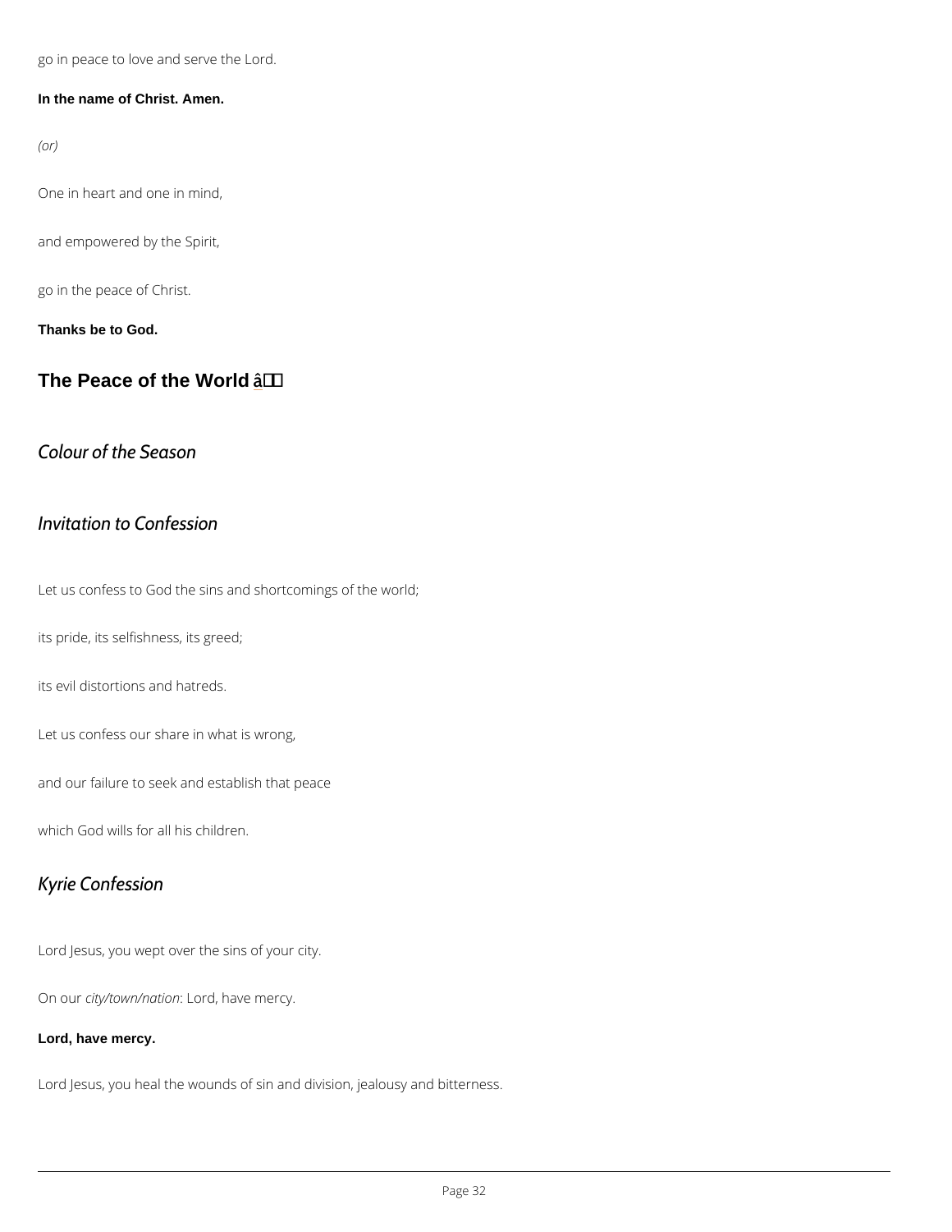go in peace to love and serve the Lord.

**In the name of Christ. Amen.**

*(or)*

One in heart and one in mind,

and empowered by the Spirit,

go in the peace of Christ.

**Thanks be to God.**

## The Peace of the World â

### *Colour of the Season*

### *Invitation to Confession*

Let us confess to God the sins and shortcomings of the world;

its pride, its selfishness, its greed;

its evil distortions and hatreds.

Let us confess our share in what is wrong,

and our failure to seek and establish that peace

which God wills for all his children.

### *Kyrie Confession*

Lord Jesus, you wept over the sins of your city.

On our *city/town/nation*: Lord, have mercy.

**Lord, have mercy.**

Lord Jesus, you heal the wounds of sin and division, jealousy and bitterness.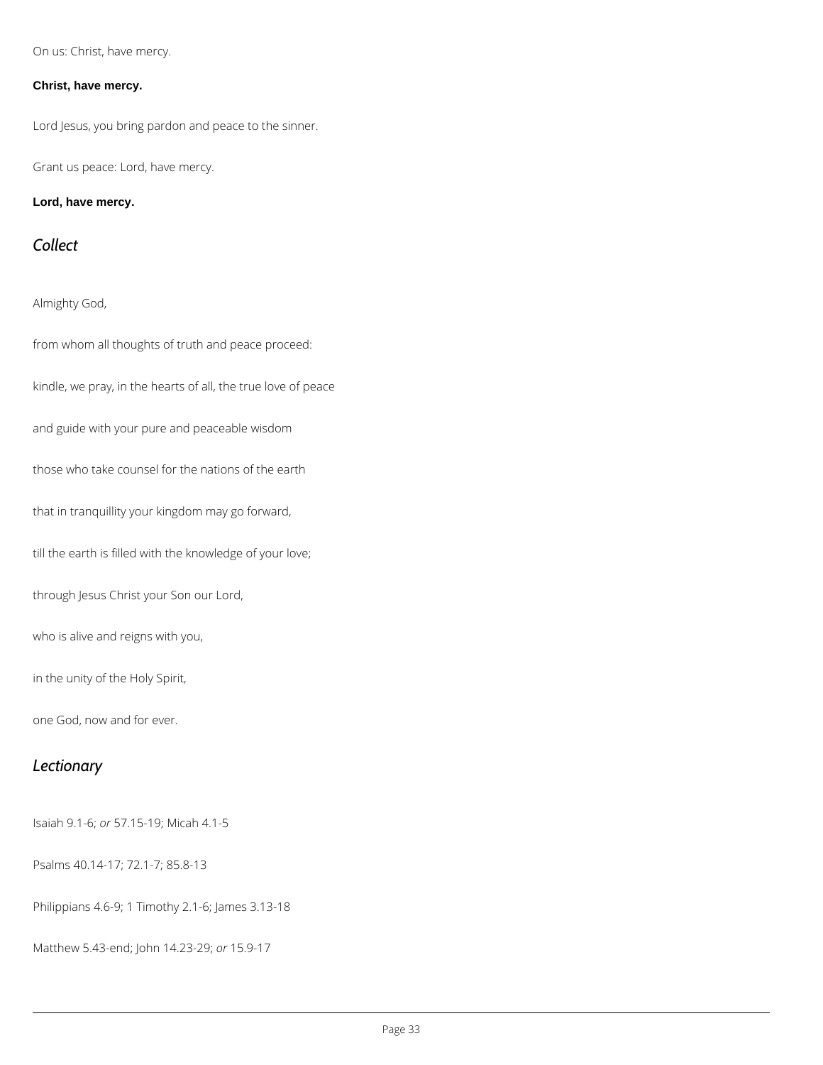On us: Christ, have mercy.

**Christ, have mercy.**

Lord Jesus, you bring pardon and peace to the sinner.

Grant us peace: Lord, have mercy.

**Lord, have mercy.**

## *Collect*

Almighty God,

from whom all thoughts of truth and peace proceed:

kindle, we pray, in the hearts of all, the true love of peace

and guide with your pure and peaceable wisdom

those who take counsel for the nations of the earth

that in tranquillity your kingdom may go forward,

till the earth is filled with the knowledge of your love;

through Jesus Christ your Son our Lord,

who is alive and reigns with you,

in the unity of the Holy Spirit,

one God, now and for ever.

## *Lectionary*

Isaiah 9.1-6; *or* 57.15-19; Micah 4.1-5

Psalms 40.14-17; 72.1-7; 85.8-13

Philippians 4.6-9; 1 Timothy 2.1-6; James 3.13-18

Matthew 5.43-end; John 14.23-29; *or* 15.9-17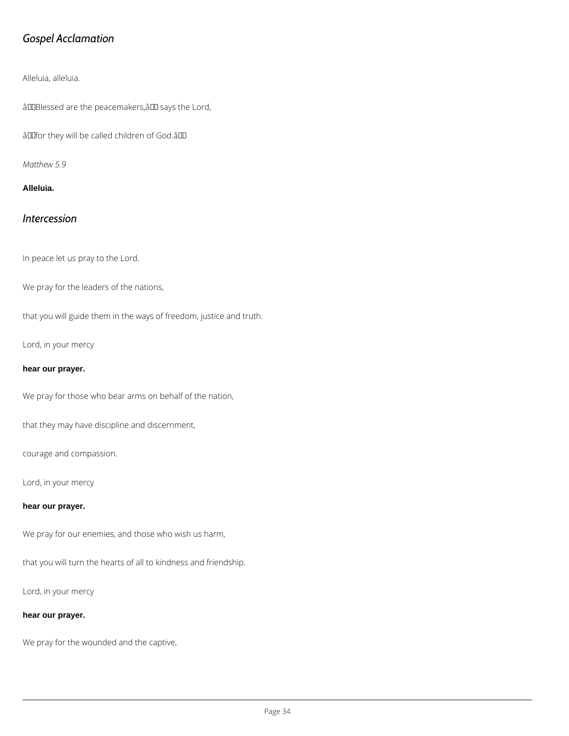## *Gospel Acclamation*

Alleluia, alleluia.

âBlessed are the peacemakers,â says the Lord,

âfor they will be called children of God.â

*Matthew 5.9*

**Alleluia.**

## *Intercession*

In peace let us pray to the Lord.

We pray for the leaders of the nations,

that you will guide them in the ways of freedom, justice and truth.

Lord, in your mercy

**hear our prayer.**

We pray for those who bear arms on behalf of the nation,

that they may have discipline and discernment,

courage and compassion.

Lord, in your mercy

**hear our prayer.**

We pray for our enemies, and those who wish us harm,

that you will turn the hearts of all to kindness and friendship.

Lord, in your mercy

**hear our prayer.**

We pray for the wounded and the captive,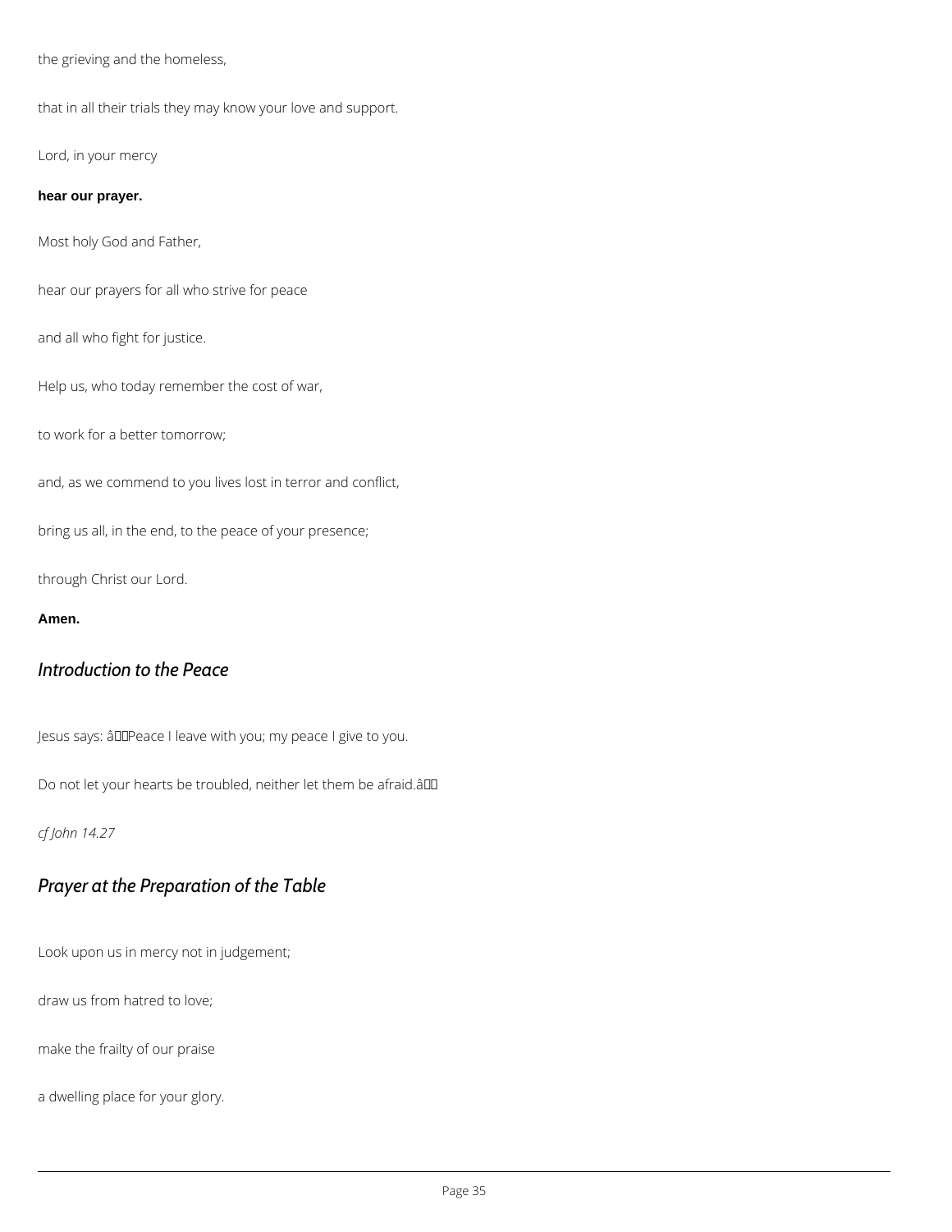the grieving and the homeless,

that in all their trials they may know your love and support.

Lord, in your mercy

**hear our prayer.**

Most holy God and Father,

hear our prayers for all who strive for peace

and all who fight for justice.

Help us, who today remember the cost of war,

to work for a better tomorrow;

and, as we commend to you lives lost in terror and conflict,

bring us all, in the end, to the peace of your presence;

through Christ our Lord.

**Amen.**

## *Introduction to the Peace*

Jesus says: âPeace I leave with you; my peace I give to you.

Do not let your hearts be troubled, neither let them be afraid.â

*cf John 14.27*

## *Prayer at the Preparation of the Table*

Look upon us in mercy not in judgement;

draw us from hatred to love;

make the frailty of our praise

a dwelling place for your glory.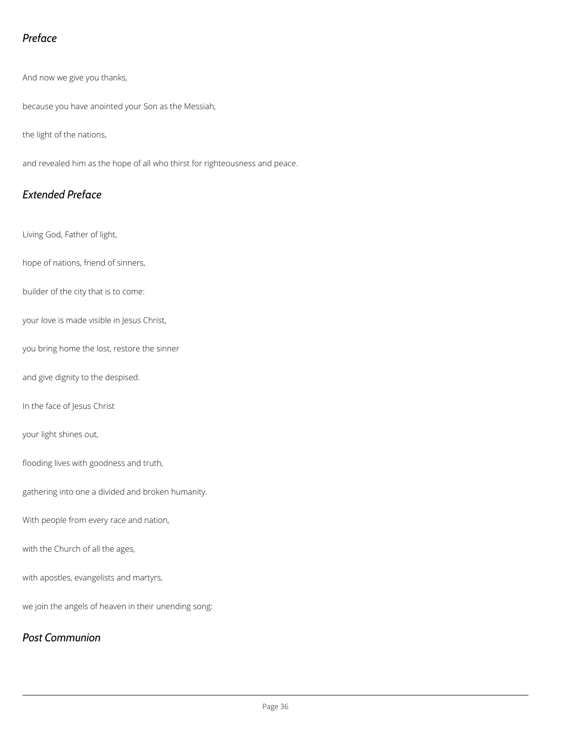## *Preface*

And now we give you thanks,

because you have anointed your Son as the Messiah,

the light of the nations,

and revealed him as the hope of all who thirst for righteousness and peace.

## *Extended Preface*

Living God, Father of light,

hope of nations, friend of sinners,

builder of the city that is to come:

your love is made visible in Jesus Christ,

you bring home the lost, restore the sinner

and give dignity to the despised.

In the face of Jesus Christ

your light shines out,

flooding lives with goodness and truth,

gathering into one a divided and broken humanity.

With people from every race and nation,

with the Church of all the ages,

with apostles, evangelists and martyrs,

we join the angels of heaven in their unending song:

## *Post Communion*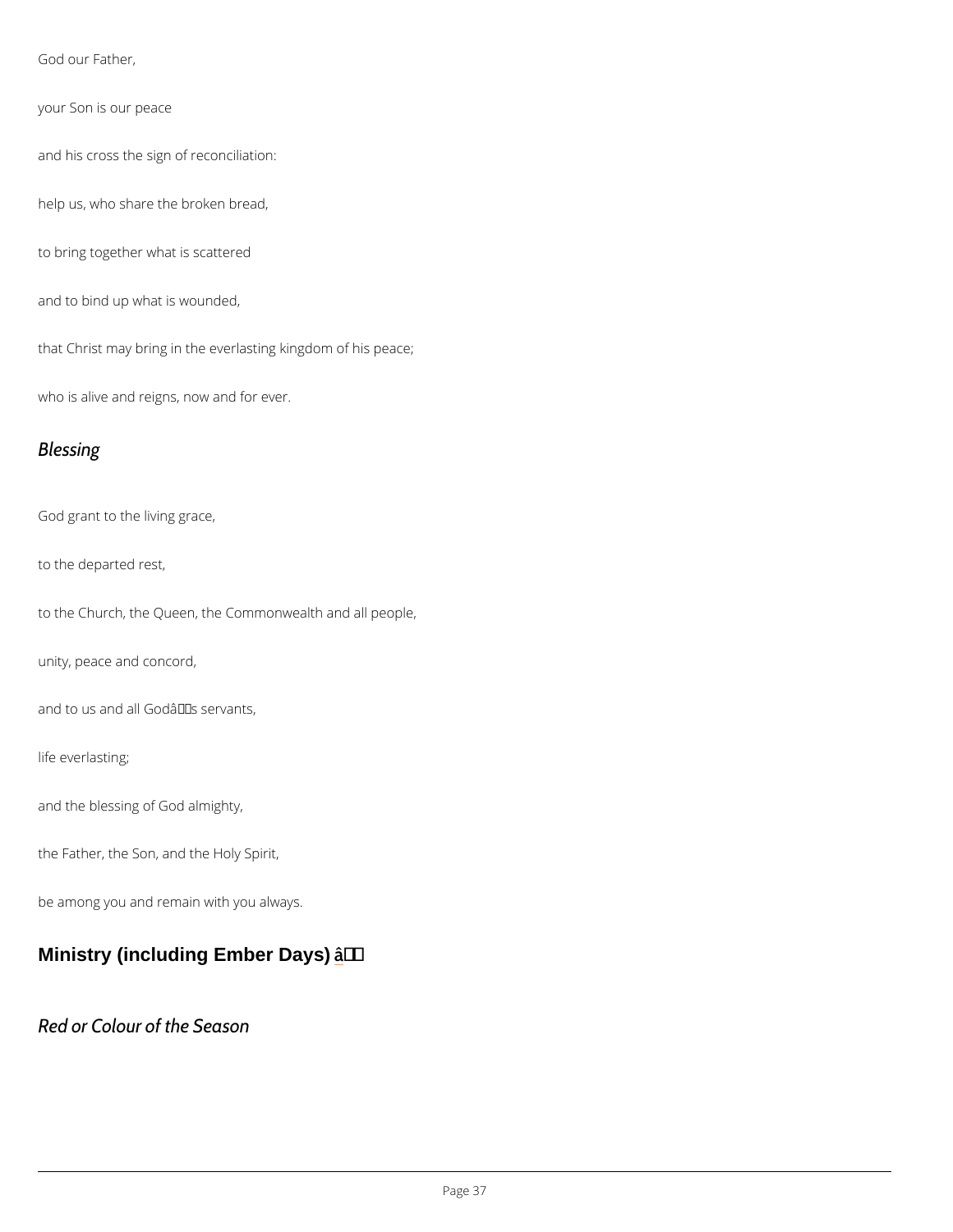God our Father,

your Son is our peace

and his cross the sign of reconciliation:

help us, who share the broken bread,

to bring together what is scattered

and to bind up what is wounded,

that Christ may bring in the everlasting kingdom of his peace;

who is alive and reigns, now and for ever.

*Blessing*

God grant to the living grace,

to the departed rest,

to the Church, the Queen, the Commonwealth and all people,

unity, peace and concord,

and to us and all Godâs servants,

life everlasting;

and the blessing of God almighty,

the Father, the Son, and the Holy Spirit,

be among you and remain with you always.

## Ministry (including Ember Days) â

*Red or Colour of the Season*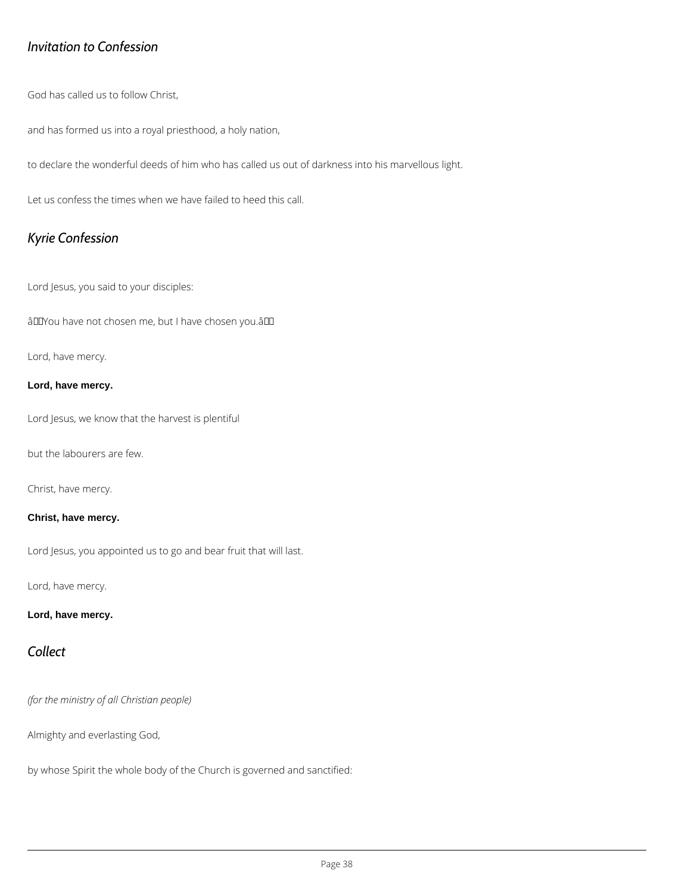## *Invitation to Confession*

God has called us to follow Christ,

and has formed us into a royal priesthood, a holy nation,

to declare the wonderful deeds of him who has called us out of darkness into his marvellous light.

Let us confess the times when we have failed to heed this call.

## *Kyrie Confession*

Lord Jesus, you said to your disciples:

“You have not chosen me, but I have chosen you.”

Lord, have mercy.

**Lord, have mercy.**

Lord Jesus, we know that the harvest is plentiful

but the labourers are few.

Christ, have mercy.

**Christ, have mercy.**

Lord Jesus, you appointed us to go and bear fruit that will last.

Lord, have mercy.

**Lord, have mercy.**

## *Collect*

*(for the ministry of all Christian people)*

Almighty and everlasting God,

by whose Spirit the whole body of the Church is governed and sanctified: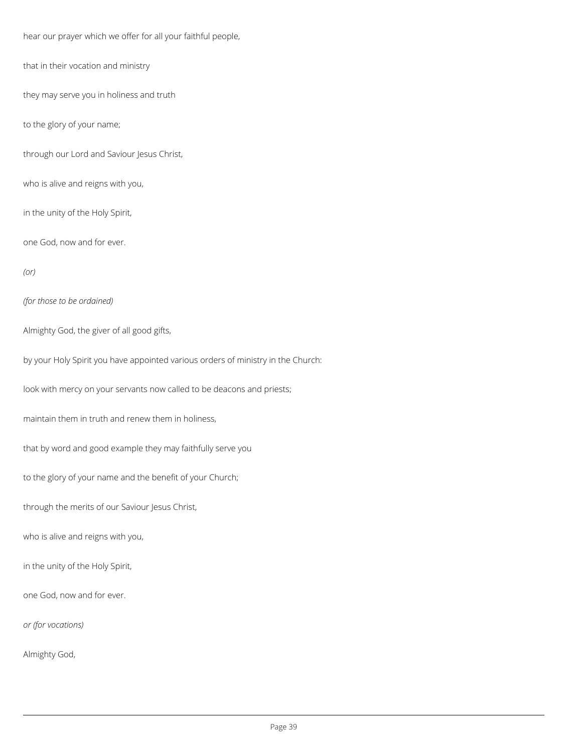hear our prayer which we offer for all your faithful people,

that in their vocation and ministry

they may serve you in holiness and truth

to the glory of your name;

through our Lord and Saviour Jesus Christ,

who is alive and reigns with you,

in the unity of the Holy Spirit,

one God, now and for ever.

*(or)*

*(for those to be ordained)*

Almighty God, the giver of all good gifts,

by your Holy Spirit you have appointed various orders of ministry in the Church:

look with mercy on your servants now called to be deacons and priests;

maintain them in truth and renew them in holiness,

that by word and good example they may faithfully serve you

to the glory of your name and the benefit of your Church;

through the merits of our Saviour Jesus Christ,

who is alive and reigns with you,

in the unity of the Holy Spirit,

one God, now and for ever.

*or (for vocations)*

Almighty God,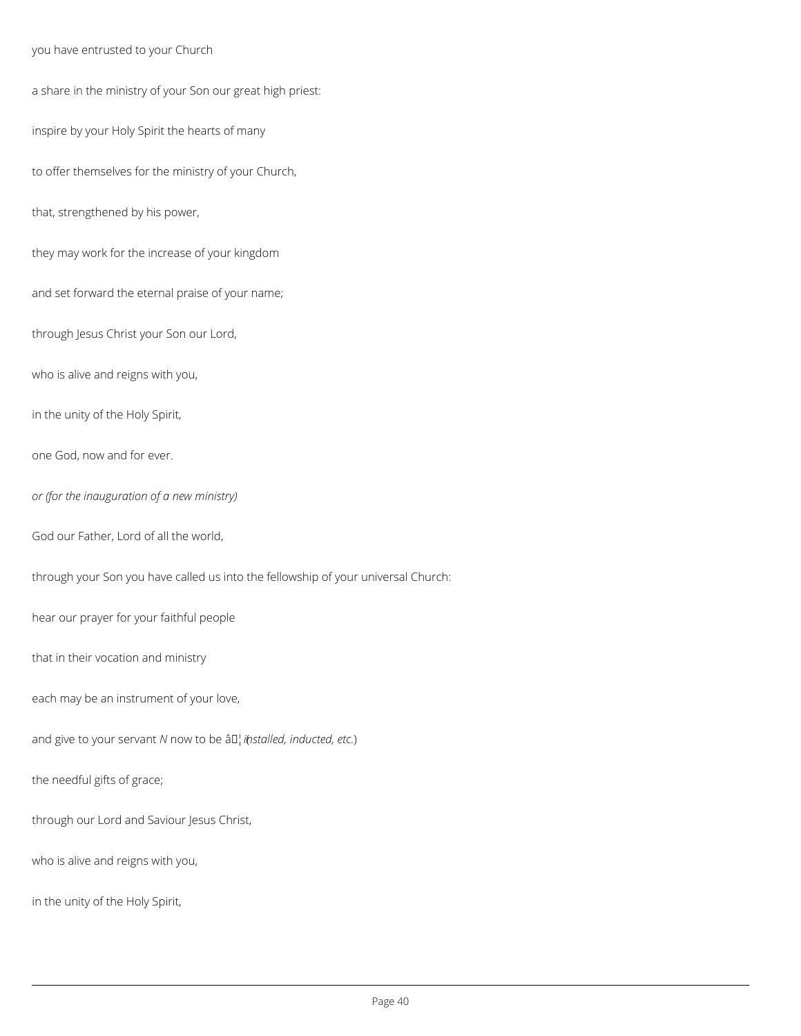you have entrusted to your Church

a share in the ministry of your Son our great high priest:

inspire by your Holy Spirit the hearts of many

to offer themselves for the ministry of your Church,

that, strengthened by his power,

they may work for the increase of your kingdom

and set forward the eternal praise of your name;

through Jesus Christ your Son our Lord,

who is alive and reigns with you,

in the unity of the Holy Spirit,

one God, now and for ever.

*or (for the inauguration of a new ministry)*

God our Father, Lord of all the world,

through your Son you have called us into the fellowship of your universal Church:

hear our prayer for your faithful people

that in their vocation and ministry

each may be an instrument of your love,

and give to your servant *N* now to be … (*installed, inducted, etc.*)

the needful gifts of grace;

through our Lord and Saviour Jesus Christ,

who is alive and reigns with you,

in the unity of the Holy Spirit,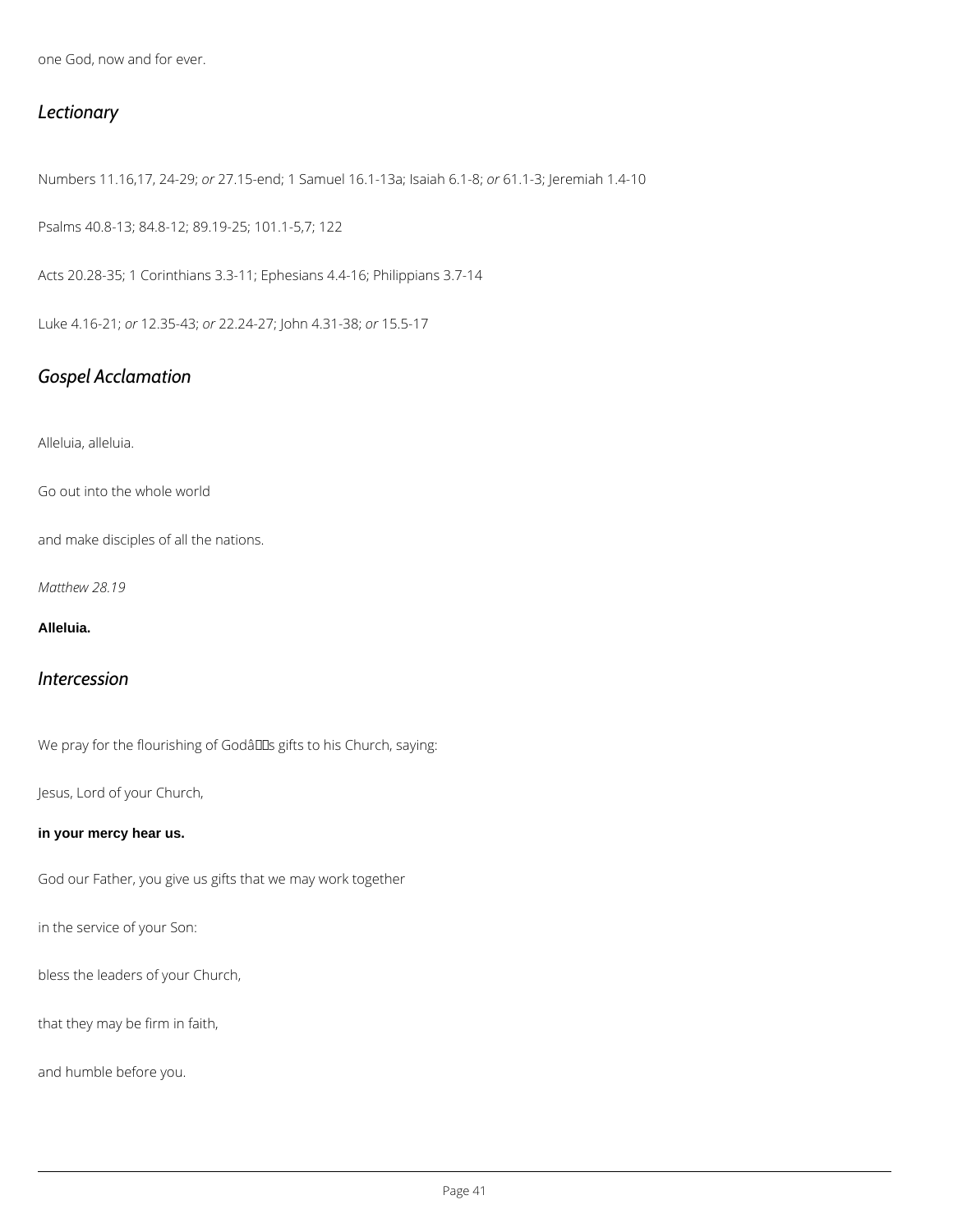one God, now and for ever.

## *Lectionary*

Numbers 11.16,17, 24-29; *or* 27.15-end; 1 Samuel 16.1-13a; Isaiah 6.1-8; *or* 61.1-3; Jeremiah 1.4-10

Psalms 40.8-13; 84.8-12; 89.19-25; 101.1-5,7; 122

Acts 20.28-35; 1 Corinthians 3.3-11; Ephesians 4.4-16; Philippians 3.7-14

Luke 4.16-21; *or* 12.35-43; *or* 22.24-27; John 4.31-38; *or* 15.5-17

## *Gospel Acclamation*

Alleluia, alleluia.

Go out into the whole world

and make disciples of all the nations.

*Matthew 28.19*

**Alleluia.**

## *Intercession*

We pray for the flourishing of Godâs gifts to his Church, saying:

Jesus, Lord of your Church,

**in your mercy hear us.**

God our Father, you give us gifts that we may work together

in the service of your Son:

bless the leaders of your Church,

that they may be firm in faith,

and humble before you.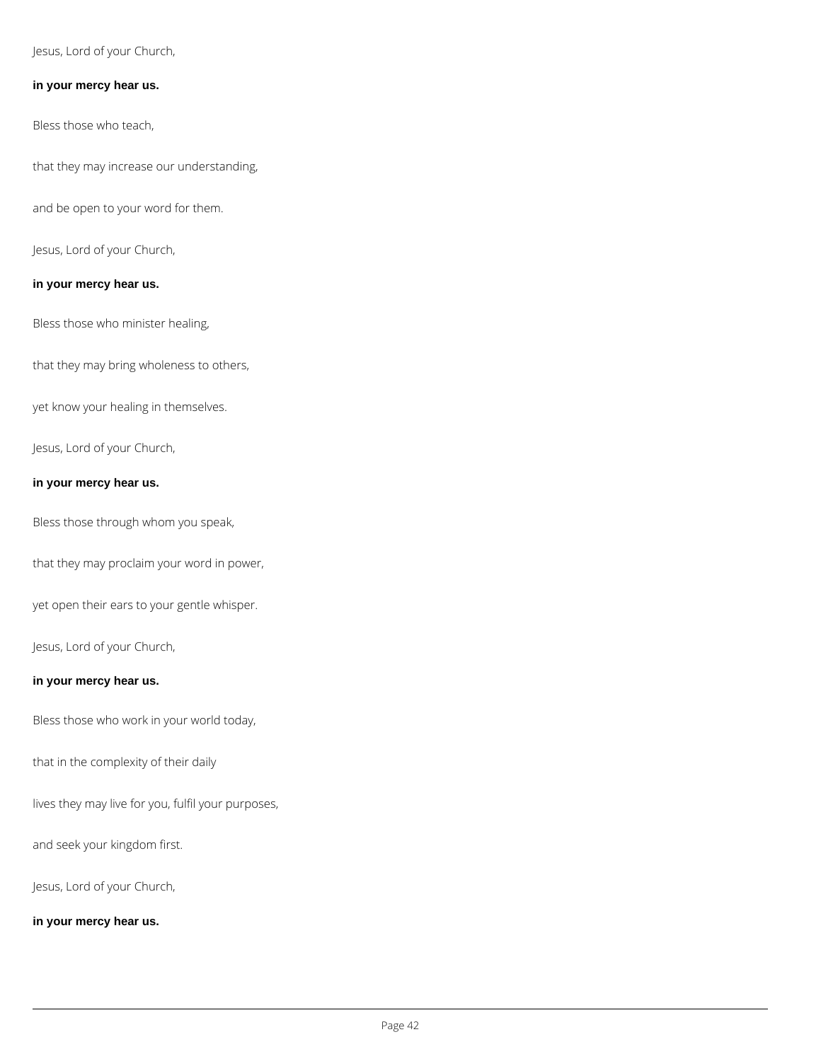Jesus, Lord of your Church,

**in your mercy hear us.**

Bless those who teach,

that they may increase our understanding,

and be open to your word for them.

Jesus, Lord of your Church,

**in your mercy hear us.**

Bless those who minister healing,

that they may bring wholeness to others,

yet know your healing in themselves.

Jesus, Lord of your Church,

**in your mercy hear us.**

Bless those through whom you speak,

that they may proclaim your word in power,

yet open their ears to your gentle whisper.

Jesus, Lord of your Church,

**in your mercy hear us.**

Bless those who work in your world today,

that in the complexity of their daily

lives they may live for you, fulfil your purposes,

and seek your kingdom first.

Jesus, Lord of your Church,

**in your mercy hear us.**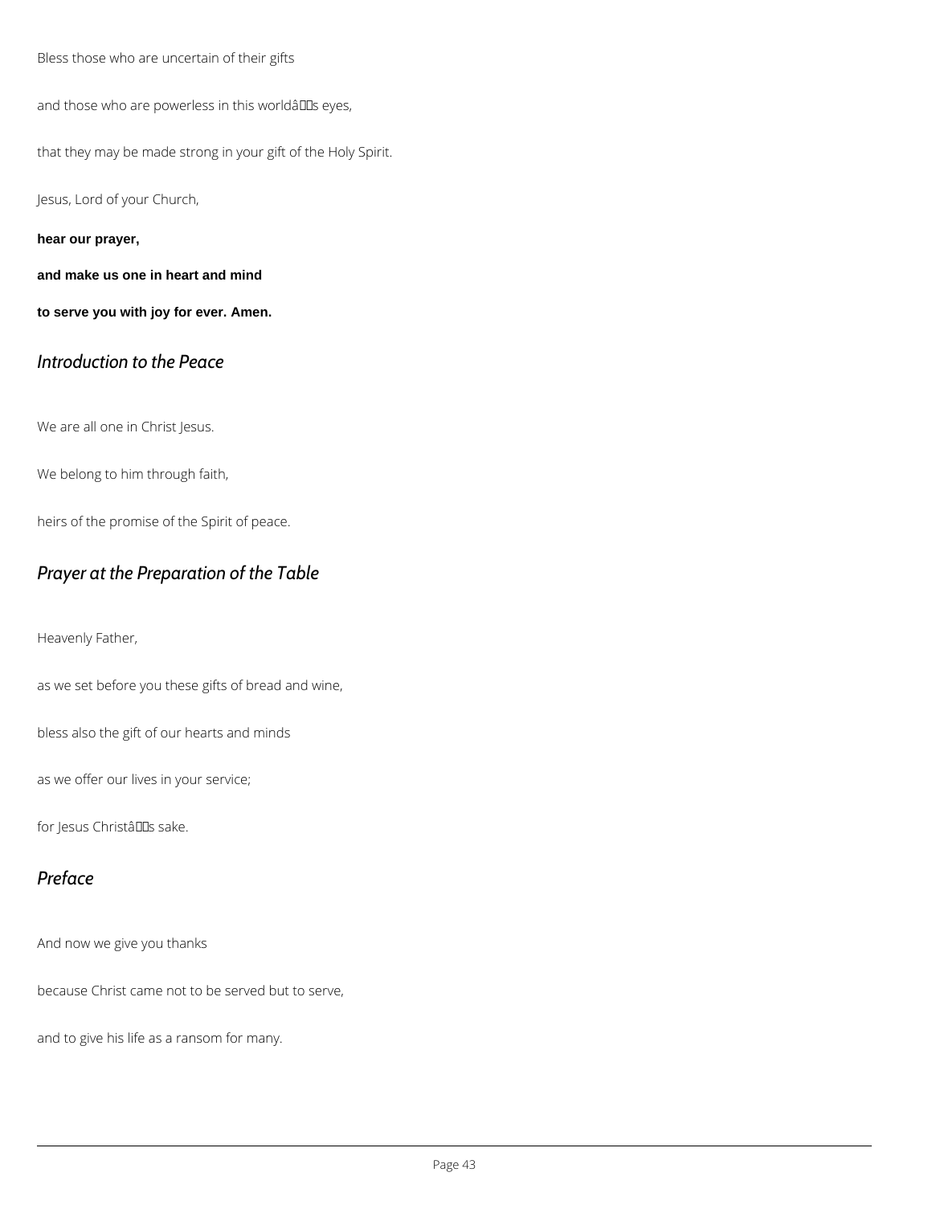Bless those who are uncertain of their gifts

and those who are powerless in this worldâs eyes,

that they may be made strong in your gift of the Holy Spirit.

Jesus, Lord of your Church,

**hear our prayer,**

**and make us one in heart and mind**

**to serve you with joy for ever. Amen.**

## *Introduction to the Peace*

We are all one in Christ Jesus.

We belong to him through faith,

heirs of the promise of the Spirit of peace.

## *Prayer at the Preparation of the Table*

Heavenly Father,

as we set before you these gifts of bread and wine,

bless also the gift of our hearts and minds

as we offer our lives in your service;

for Jesus Christâs sake.

## *Preface*

And now we give you thanks

because Christ came not to be served but to serve,

and to give his life as a ransom for many.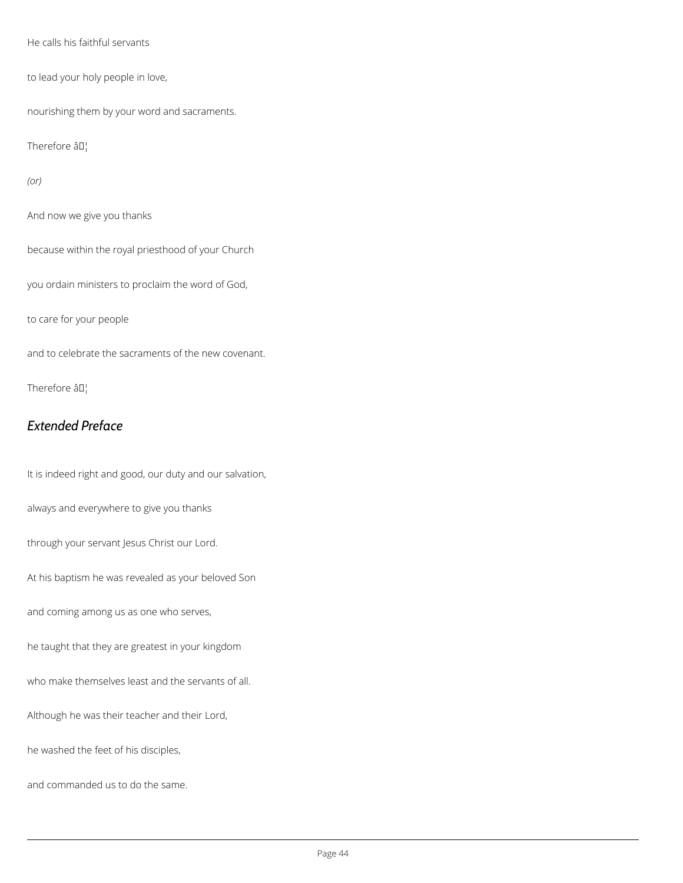He calls his faithful servants

to lead your holy people in love,

nourishing them by your word and sacraments.

Therefore â€¦

*(or)*

And now we give you thanks

because within the royal priesthood of your Church

you ordain ministers to proclaim the word of God,

to care for your people

and to celebrate the sacraments of the new covenant.

Therefore â€¦

## *Extended Preface*

It is indeed right and good, our duty and our salvation,

always and everywhere to give you thanks

through your servant Jesus Christ our Lord.

At his baptism he was revealed as your beloved Son

and coming among us as one who serves,

he taught that they are greatest in your kingdom

who make themselves least and the servants of all.

Although he was their teacher and their Lord,

he washed the feet of his disciples,

and commanded us to do the same.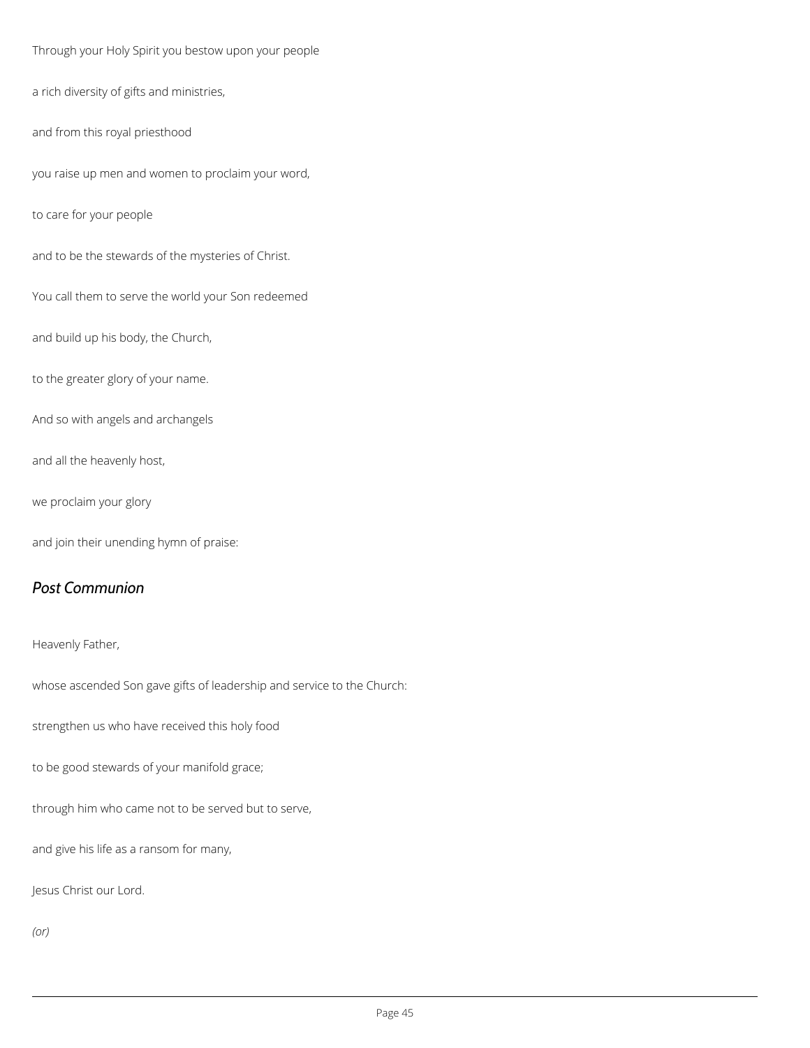Through your Holy Spirit you bestow upon your people

a rich diversity of gifts and ministries,

and from this royal priesthood

you raise up men and women to proclaim your word,

to care for your people

and to be the stewards of the mysteries of Christ.

You call them to serve the world your Son redeemed

and build up his body, the Church,

to the greater glory of your name.

And so with angels and archangels

and all the heavenly host,

we proclaim your glory

and join their unending hymn of praise:

## *Post Communion*

Heavenly Father,

whose ascended Son gave gifts of leadership and service to the Church:

strengthen us who have received this holy food

to be good stewards of your manifold grace;

through him who came not to be served but to serve,

and give his life as a ransom for many,

Jesus Christ our Lord.

*(or)*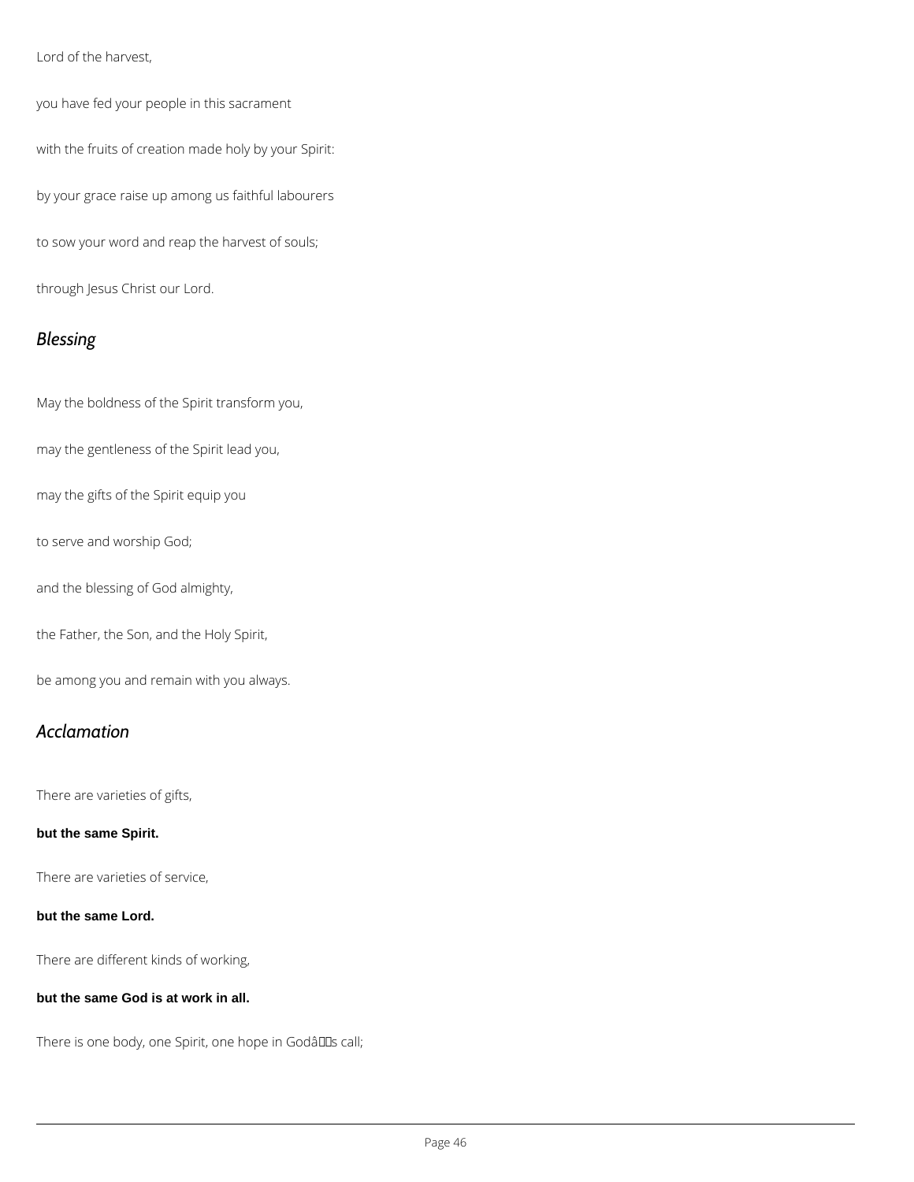Lord of the harvest,

you have fed your people in this sacrament

with the fruits of creation made holy by your Spirit:

by your grace raise up among us faithful labourers

to sow your word and reap the harvest of souls;

through Jesus Christ our Lord.

## *Blessing*

May the boldness of the Spirit transform you,

may the gentleness of the Spirit lead you,

may the gifts of the Spirit equip you

to serve and worship God;

and the blessing of God almighty,

the Father, the Son, and the Holy Spirit,

be among you and remain with you always.

## *Acclamation*

There are varieties of gifts,

**but the same Spirit.**

There are varieties of service,

**but the same Lord.**

There are different kinds of working,

**but the same God is at work in all.**

There is one body, one Spirit, one hope in God's call;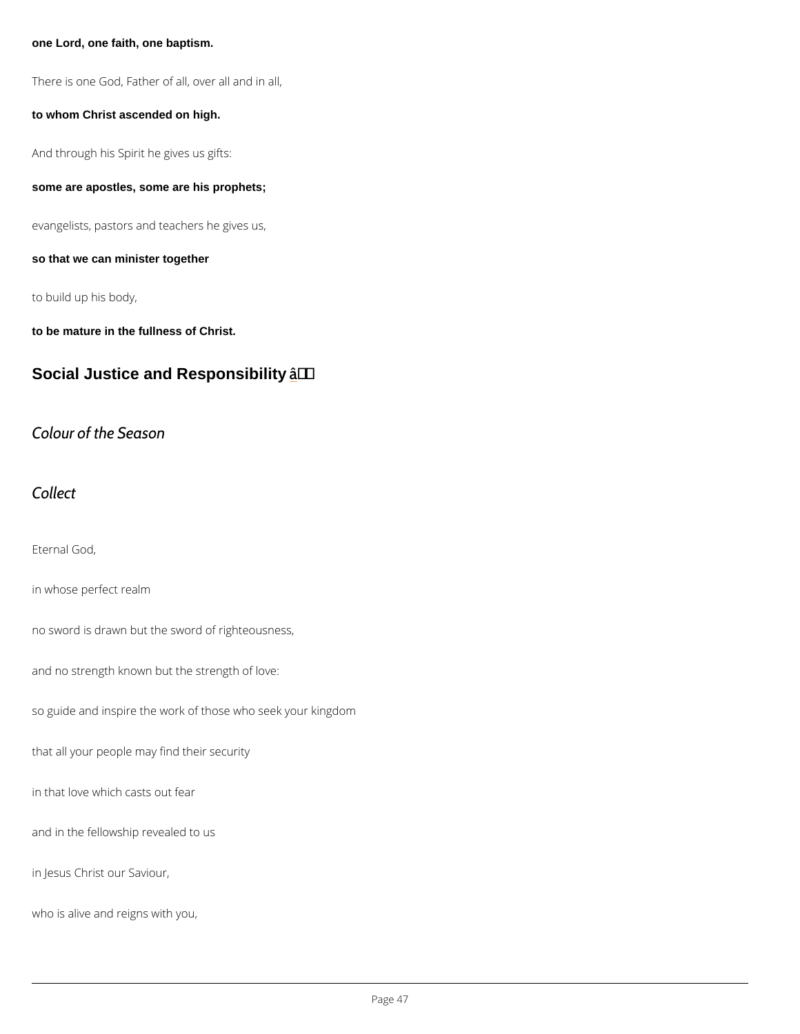**one Lord, one faith, one baptism.**

There is one God, Father of all, over all and in all,

**to whom Christ ascended on high.**

And through his Spirit he gives us gifts:

**some are apostles, some are his prophets;**

evangelists, pastors and teachers he gives us,

**so that we can minister together**

to build up his body,

**to be mature in the fullness of Christ.**

## Social Justice and Responsibility â

### *Colour of the Season*

### *Collect*

Eternal God,

in whose perfect realm

no sword is drawn but the sword of righteousness,

and no strength known but the strength of love:

so guide and inspire the work of those who seek your kingdom

that all your people may find their security

in that love which casts out fear

and in the fellowship revealed to us

in Jesus Christ our Saviour,

who is alive and reigns with you,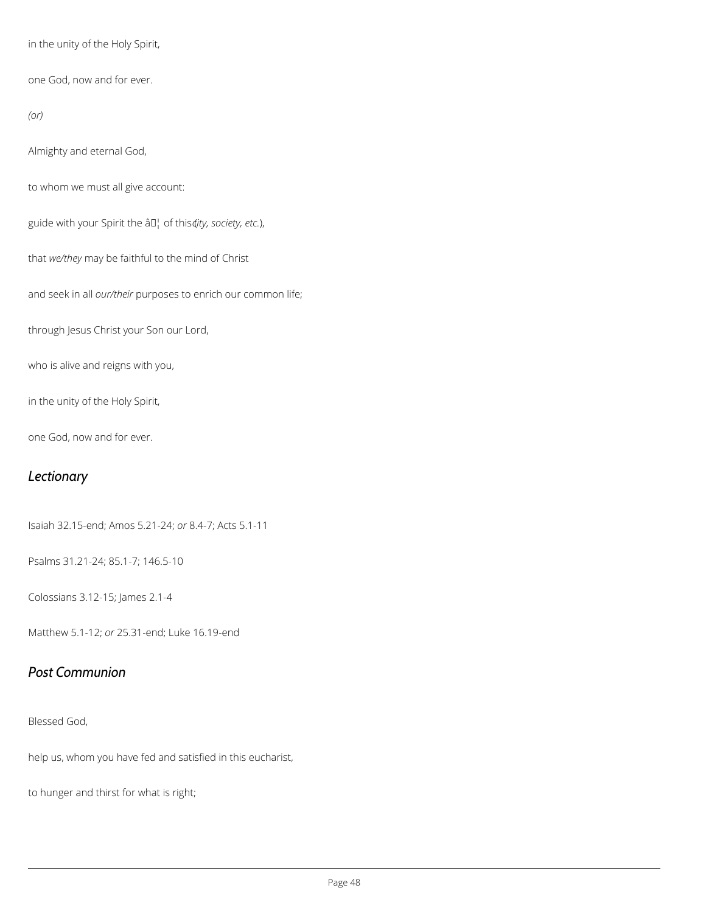in the unity of the Holy Spirit,

one God, now and for ever.

*(or)*

Almighty and eternal God,

to whom we must all give account:

guide with your Spirit the â€¦ of this (*city, society, etc.*),

that *we/they* may be faithful to the mind of Christ

and seek in all *our/their* purposes to enrich our common life;

through Jesus Christ your Son our Lord,

who is alive and reigns with you,

in the unity of the Holy Spirit,

one God, now and for ever.

## *Lectionary*

Isaiah 32.15-end; Amos 5.21-24; *or* 8.4-7; Acts 5.1-11

Psalms 31.21-24; 85.1-7; 146.5-10

Colossians 3.12-15; James 2.1-4

Matthew 5.1-12; *or* 25.31-end; Luke 16.19-end

## *Post Communion*

Blessed God,

help us, whom you have fed and satisfied in this eucharist,

to hunger and thirst for what is right;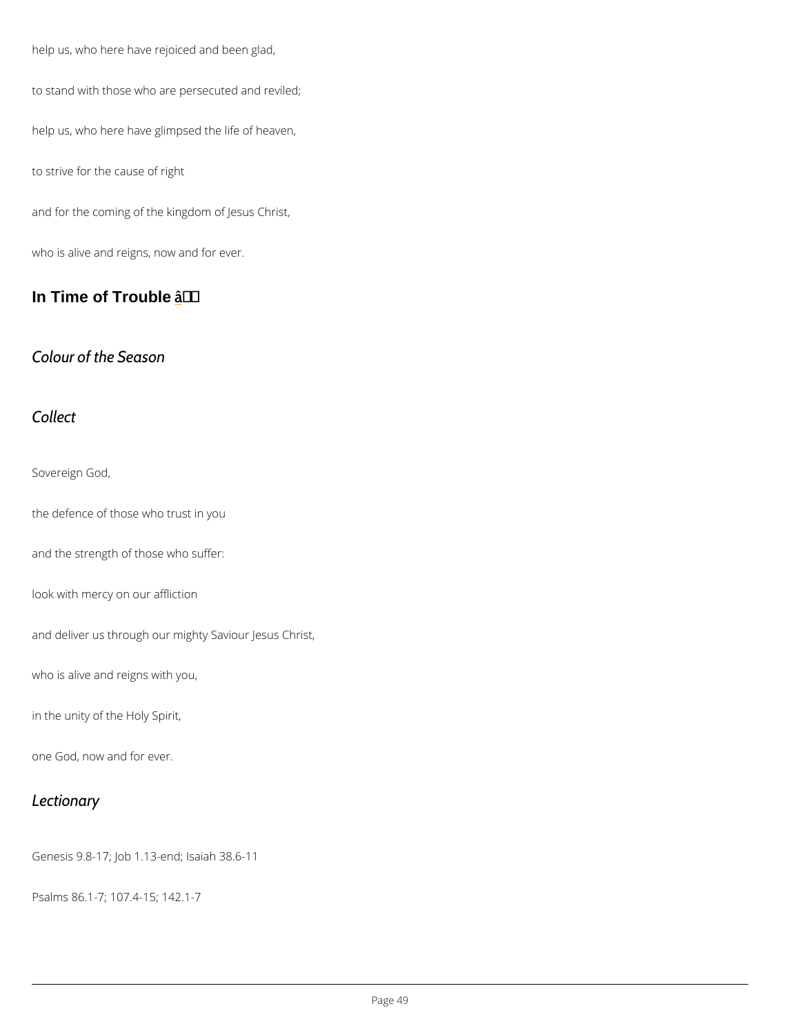help us, who here have rejoiced and been glad,

to stand with those who are persecuted and reviled;

help us, who here have glimpsed the life of heaven,

to strive for the cause of right

and for the coming of the kingdom of Jesus Christ,

who is alive and reigns, now and for ever.

## In Time of Trouble â

*Colour of the Season*

*Collect*

Sovereign God,

the defence of those who trust in you

and the strength of those who suffer:

look with mercy on our affliction

and deliver us through our mighty Saviour Jesus Christ,

who is alive and reigns with you,

in the unity of the Holy Spirit,

one God, now and for ever.

*Lectionary*

Genesis 9.8-17; Job 1.13-end; Isaiah 38.6-11

Psalms 86.1-7; 107.4-15; 142.1-7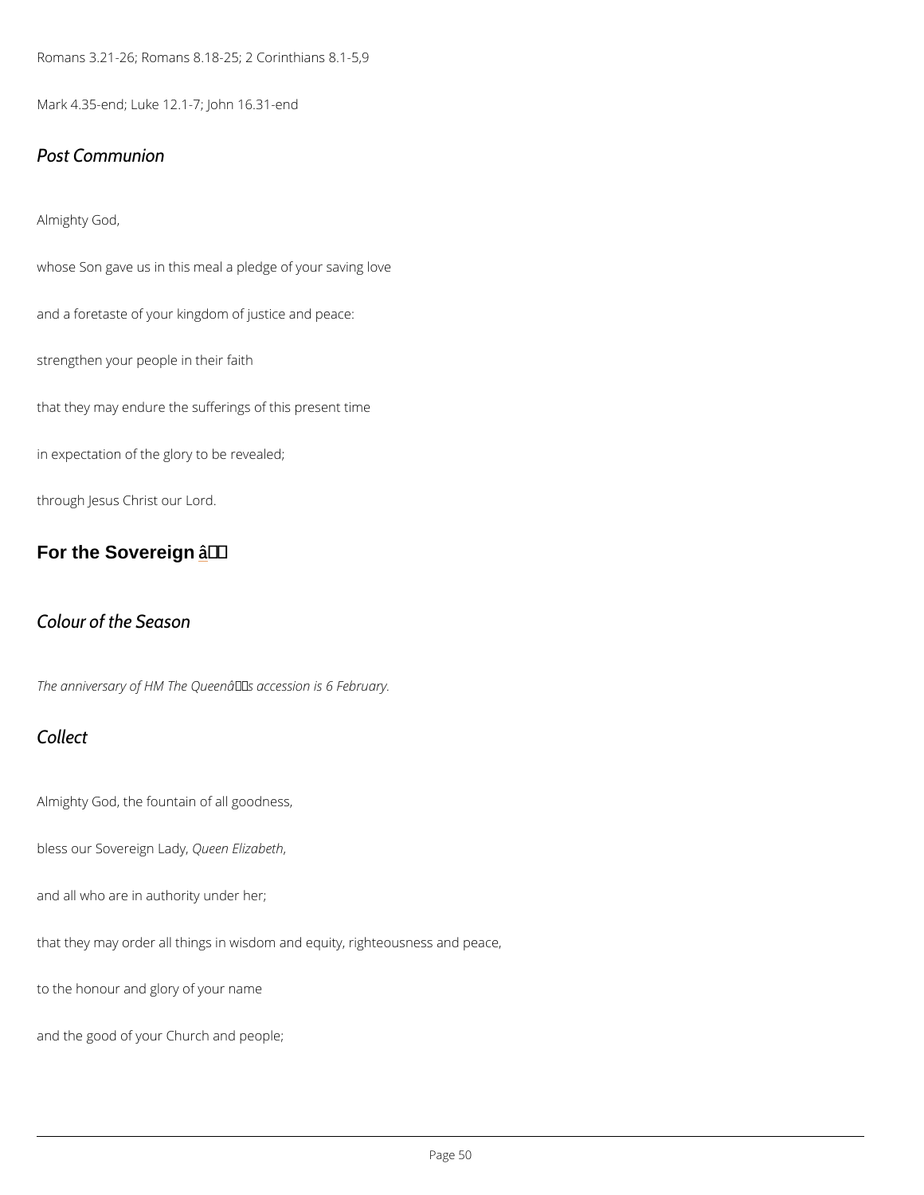Romans 3.21-26; Romans 8.18-25; 2 Corinthians 8.1-5,9

Mark 4.35-end; Luke 12.1-7; John 16.31-end

### *Post Communion*

Almighty God,

whose Son gave us in this meal a pledge of your saving love

and a foretaste of your kingdom of justice and peace:

strengthen your people in their faith

that they may endure the sufferings of this present time

in expectation of the glory to be revealed;

through Jesus Christ our Lord.

## For the Sovereign â

### *Colour of the Season*

*The anniversary of HM The Queenâs accession is 6 February.*

### *Collect*

Almighty God, the fountain of all goodness,

bless our Sovereign Lady, *Queen Elizabeth*,

and all who are in authority under her;

that they may order all things in wisdom and equity, righteousness and peace,

to the honour and glory of your name

and the good of your Church and people;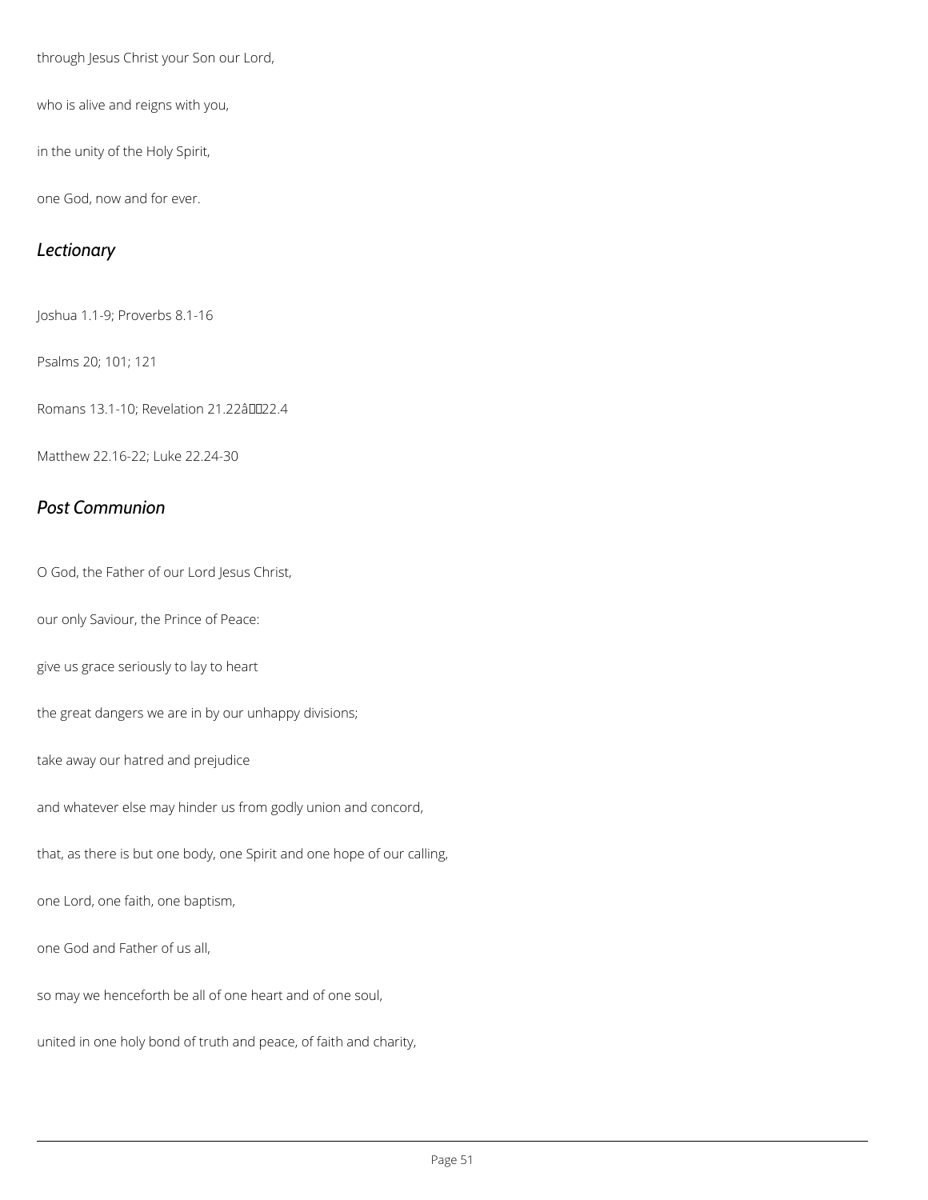through Jesus Christ your Son our Lord,

who is alive and reigns with you,

in the unity of the Holy Spirit,

one God, now and for ever.

## *Lectionary*

Joshua 1.1-9; Proverbs 8.1-16

Psalms 20; 101; 121

Romans 13.1-10; Revelation 21.22â22.4

Matthew 22.16-22; Luke 22.24-30

## *Post Communion*

O God, the Father of our Lord Jesus Christ,

our only Saviour, the Prince of Peace:

give us grace seriously to lay to heart

the great dangers we are in by our unhappy divisions;

take away our hatred and prejudice

and whatever else may hinder us from godly union and concord,

that, as there is but one body, one Spirit and one hope of our calling,

one Lord, one faith, one baptism,

one God and Father of us all,

so may we henceforth be all of one heart and of one soul,

united in one holy bond of truth and peace, of faith and charity,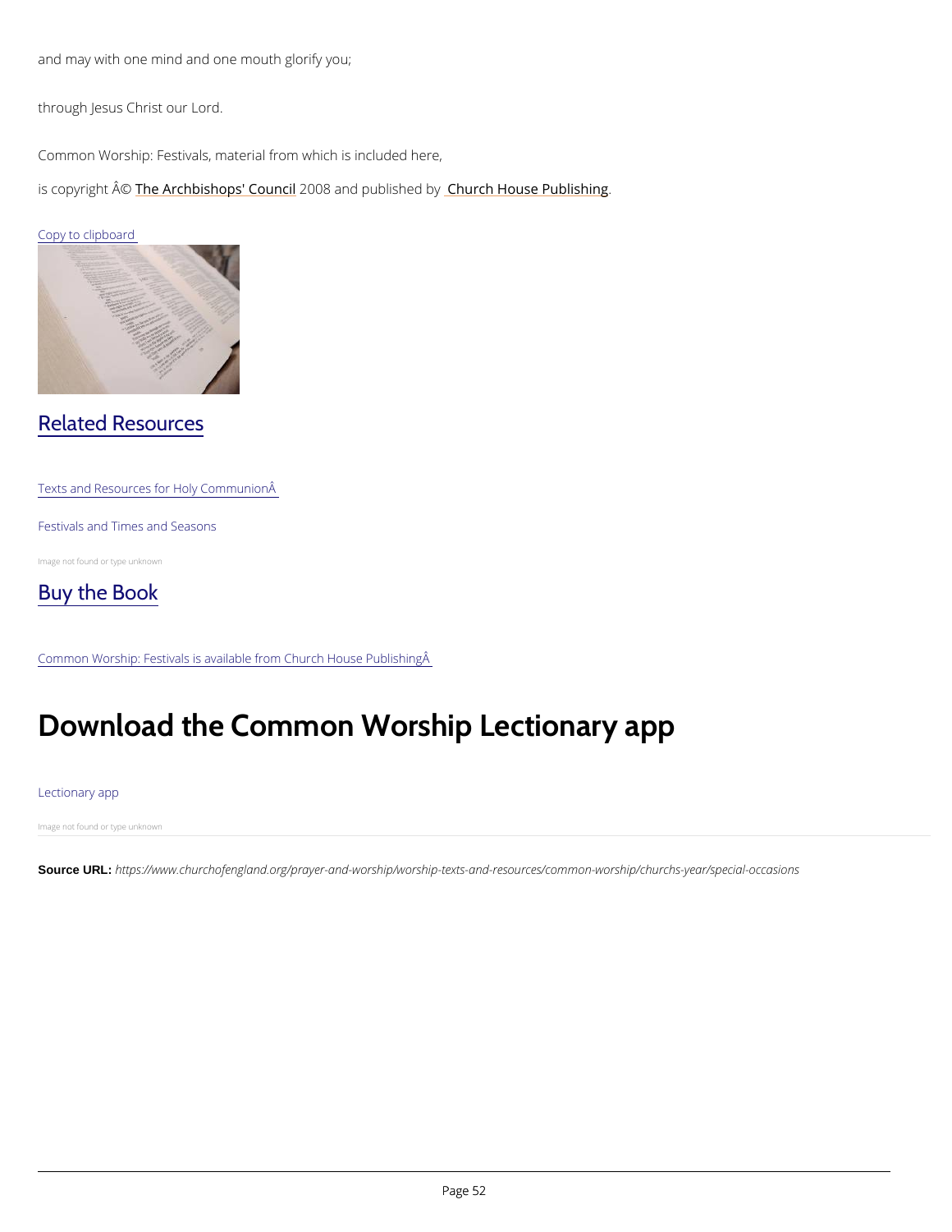and may with one mind and one mouth glorify you;

through Jesus Christ our Lord.

Common Worship: Festivals, material from which is included here,

is copyright Â© The Archbishops' Council 2008 and published by Church House Publishing.

Copy to clipboard

## Related Resources

Texts and Resources for Holy CommunionÂ

Festivals and Times and Seasons

Image not found or type unknown

## Buy the Book

Common Worship: Festivals is available from Church House PublishingÂ

# Download the Common Worship Lectionary app

Lectionary app

Image not found or type unknown

**Source URL:** *https://www.churchofengland.org/prayer-and-worship/worship-texts-and-resources/common-worship/churchs-year/special-occasions*